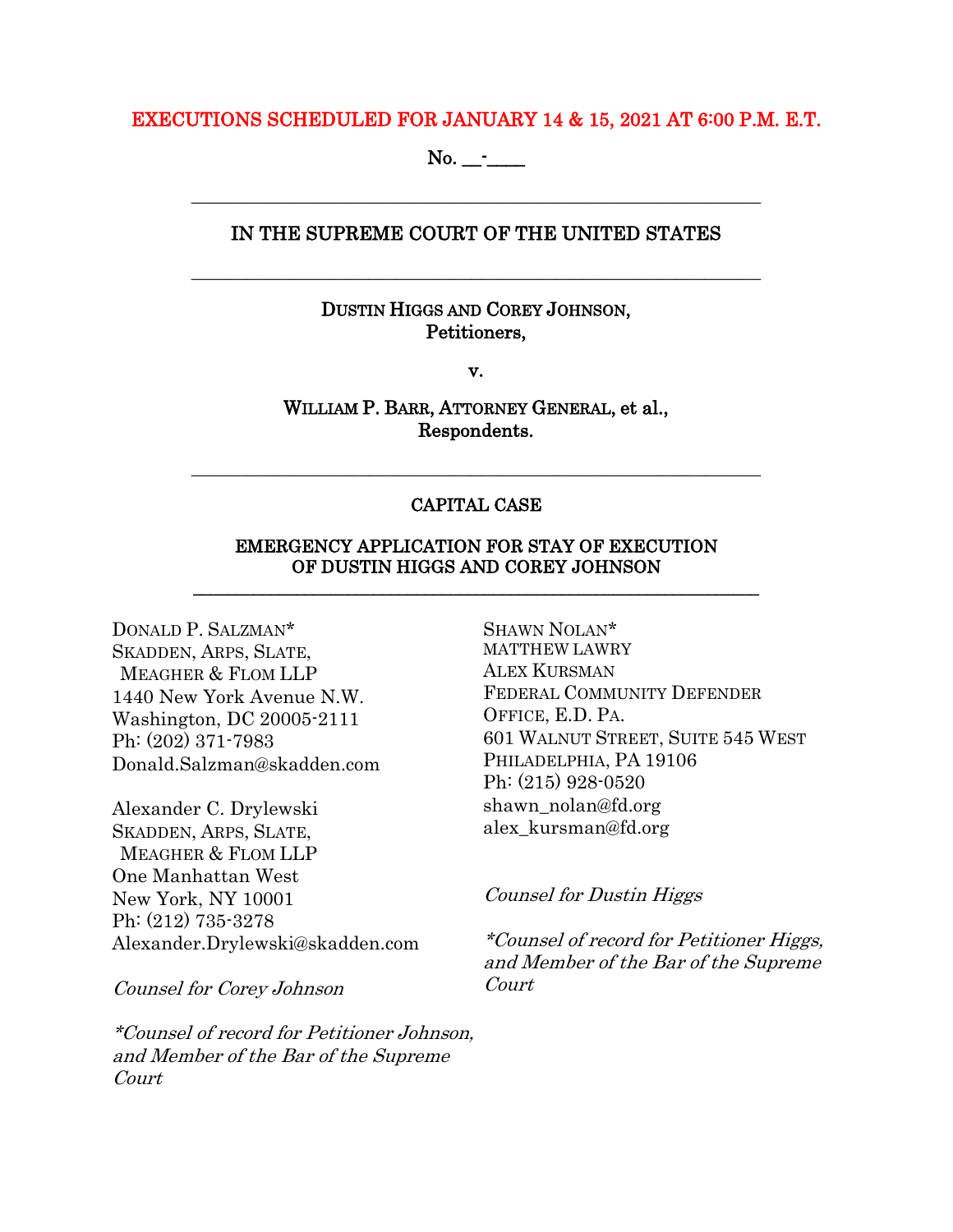EXECUTIONS SCHEDULED FOR JANUARY 14 & 15, 2021 AT 6:00 P.M. E.T.

No. __-____

---

IN THE SUPREME COURT OF THE UNITED STATES

---

DUSTIN HIGGS AND COREY JOHNSON,
Petitioners,

v.

WILLIAM P. BARR, ATTORNEY GENERAL, et al.,
Respondents.

---

CAPITAL CASE

EMERGENCY APPLICATION FOR STAY OF EXECUTION
OF DUSTIN HIGGS AND COREY JOHNSON

---

DONALD P. SALZMAN*
SKADDEN, ARPS, SLATE,
MEAGHER & FLOM LLP
1440 New York Avenue N.W.
Washington, DC 20005-2111
Ph: (202) 371-7983
Donald.Salzman@skadden.com

Alexander C. Drylewski
SKADDEN, ARPS, SLATE,
MEAGHER & FLOM LLP
One Manhattan West
New York, NY 10001
Ph: (212) 735-3278
Alexander.Drylewski@skadden.com

*Counsel for Corey Johnson*

*\*Counsel of record for Petitioner Johnson, and Member of the Bar of the Supreme Court*

SHAWN NOLAN*
MATTHEW LAWRY
ALEX KURSMAN
FEDERAL COMMUNITY DEFENDER
OFFICE, E.D. PA.
601 WALNUT STREET, SUITE 545 WEST
PHILADELPHIA, PA 19106
Ph: (215) 928-0520
shawn_nolan@fd.org
alex_kursman@fd.org

*Counsel for Dustin Higgs*

*\*Counsel of record for Petitioner Higgs, and Member of the Bar of the Supreme Court*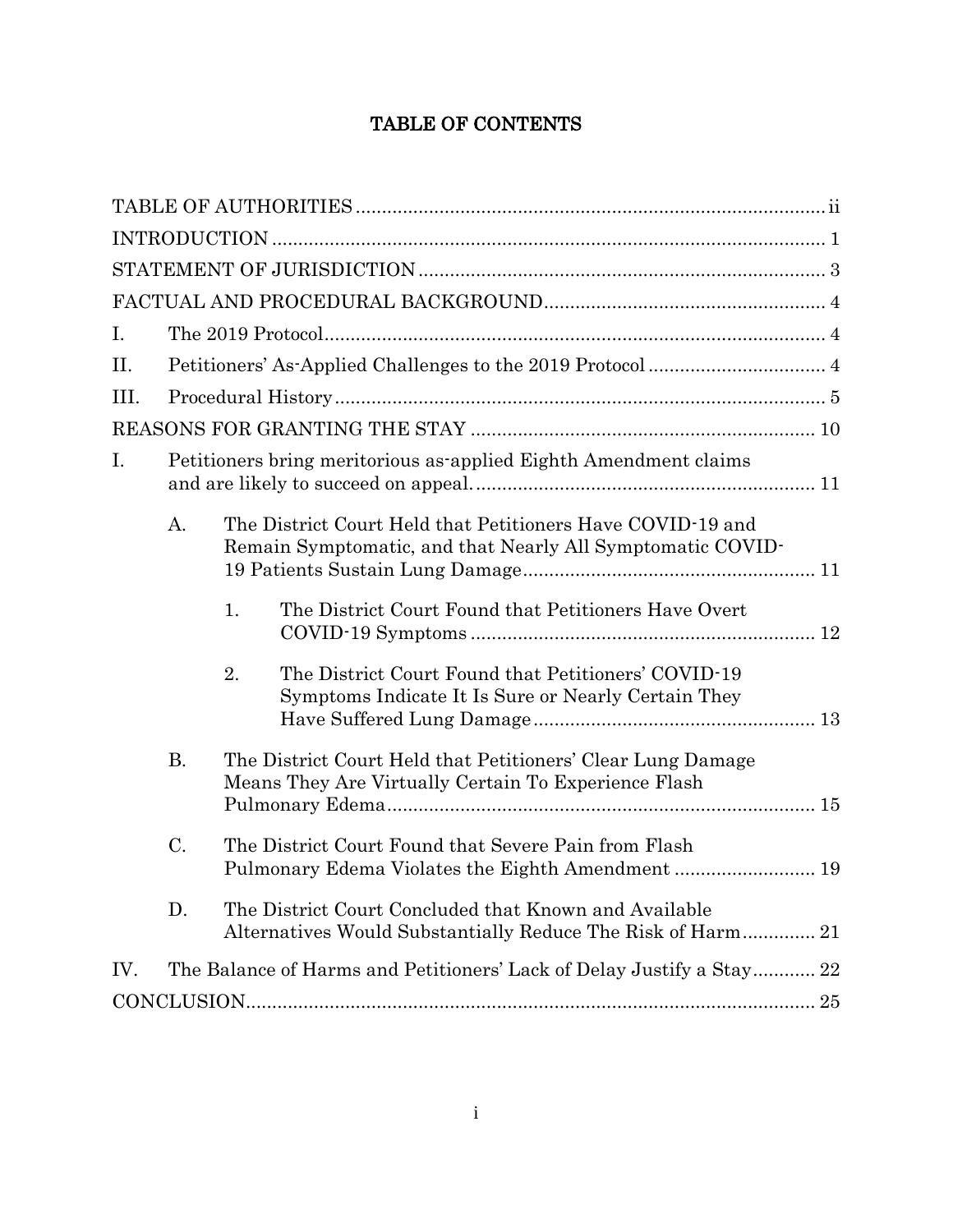# TABLE OF CONTENTS

TABLE OF AUTHORITIES ........ ii

INTRODUCTION ........ 1

STATEMENT OF JURISDICTION ........ 3

FACTUAL AND PROCEDURAL BACKGROUND ........ 4

I. The 2019 Protocol ........ 4

II. Petitioners' As-Applied Challenges to the 2019 Protocol ........ 4

III. Procedural History ........ 5

REASONS FOR GRANTING THE STAY ........ 10

I. Petitioners bring meritorious as-applied Eighth Amendment claims and are likely to succeed on appeal. ........ 11

- A. The District Court Held that Petitioners Have COVID-19 and Remain Symptomatic, and that Nearly All Symptomatic COVID-19 Patients Sustain Lung Damage ........ 11
  - 1. The District Court Found that Petitioners Have Overt COVID-19 Symptoms ........ 12
  - 2. The District Court Found that Petitioners' COVID-19 Symptoms Indicate It Is Sure or Nearly Certain They Have Suffered Lung Damage ........ 13
- B. The District Court Held that Petitioners' Clear Lung Damage Means They Are Virtually Certain To Experience Flash Pulmonary Edema ........ 15
- C. The District Court Found that Severe Pain from Flash Pulmonary Edema Violates the Eighth Amendment ........ 19
- D. The District Court Concluded that Known and Available Alternatives Would Substantially Reduce The Risk of Harm ........ 21

IV. The Balance of Harms and Petitioners' Lack of Delay Justify a Stay ........ 22

CONCLUSION ........ 25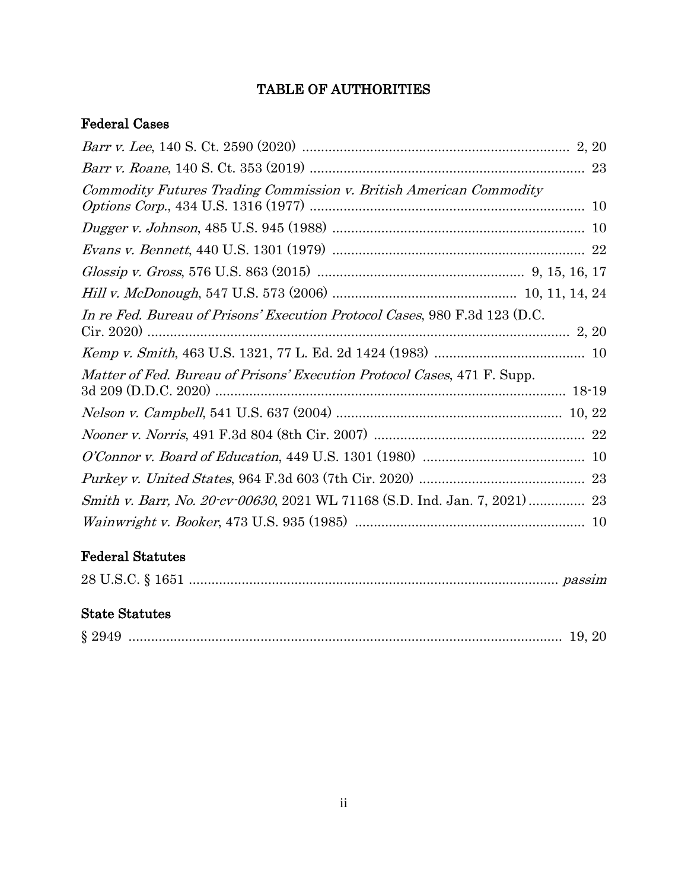# TABLE OF AUTHORITIES

## Federal Cases

*Barr v. Lee*, 140 S. Ct. 2590 (2020) ........................................................................ 2, 20

*Barr v. Roane*, 140 S. Ct. 353 (2019) ........................................................................ 23

*Commodity Futures Trading Commission v. British American Commodity Options Corp.*, 434 U.S. 1316 (1977) ........................................................................ 10

*Dugger v. Johnson*, 485 U.S. 945 (1988) ........................................................................ 10

*Evans v. Bennett*, 440 U.S. 1301 (1979) ........................................................................ 22

*Glossip v. Gross*, 576 U.S. 863 (2015) ........................................................ 9, 15, 16, 17

*Hill v. McDonough*, 547 U.S. 573 (2006) ................................................ 10, 11, 14, 24

*In re Fed. Bureau of Prisons' Execution Protocol Cases*, 980 F.3d 123 (D.C. Cir. 2020) ........................................................................ 2, 20

*Kemp v. Smith*, 463 U.S. 1321, 77 L. Ed. 2d 1424 (1983) ........................................ 10

*Matter of Fed. Bureau of Prisons' Execution Protocol Cases*, 471 F. Supp. 3d 209 (D.D.C. 2020) ........................................................................ 18-19

*Nelson v. Campbell*, 541 U.S. 637 (2004) ........................................................ 10, 22

*Nooner v. Norris*, 491 F.3d 804 (8th Cir. 2007) ........................................................ 22

*O'Connor v. Board of Education*, 449 U.S. 1301 (1980) ........................................... 10

*Purkey v. United States*, 964 F.3d 603 (7th Cir. 2020) ............................................ 23

*Smith v. Barr, No. 20-cv-00630*, 2021 WL 71168 (S.D. Ind. Jan. 7, 2021) ............... 23

*Wainwright v. Booker*, 473 U.S. 935 (1985) ............................................................ 10

## Federal Statutes

28 U.S.C. § 1651 ........................................................................ *passim*

## State Statutes

§ 2949 ........................................................................ 19, 20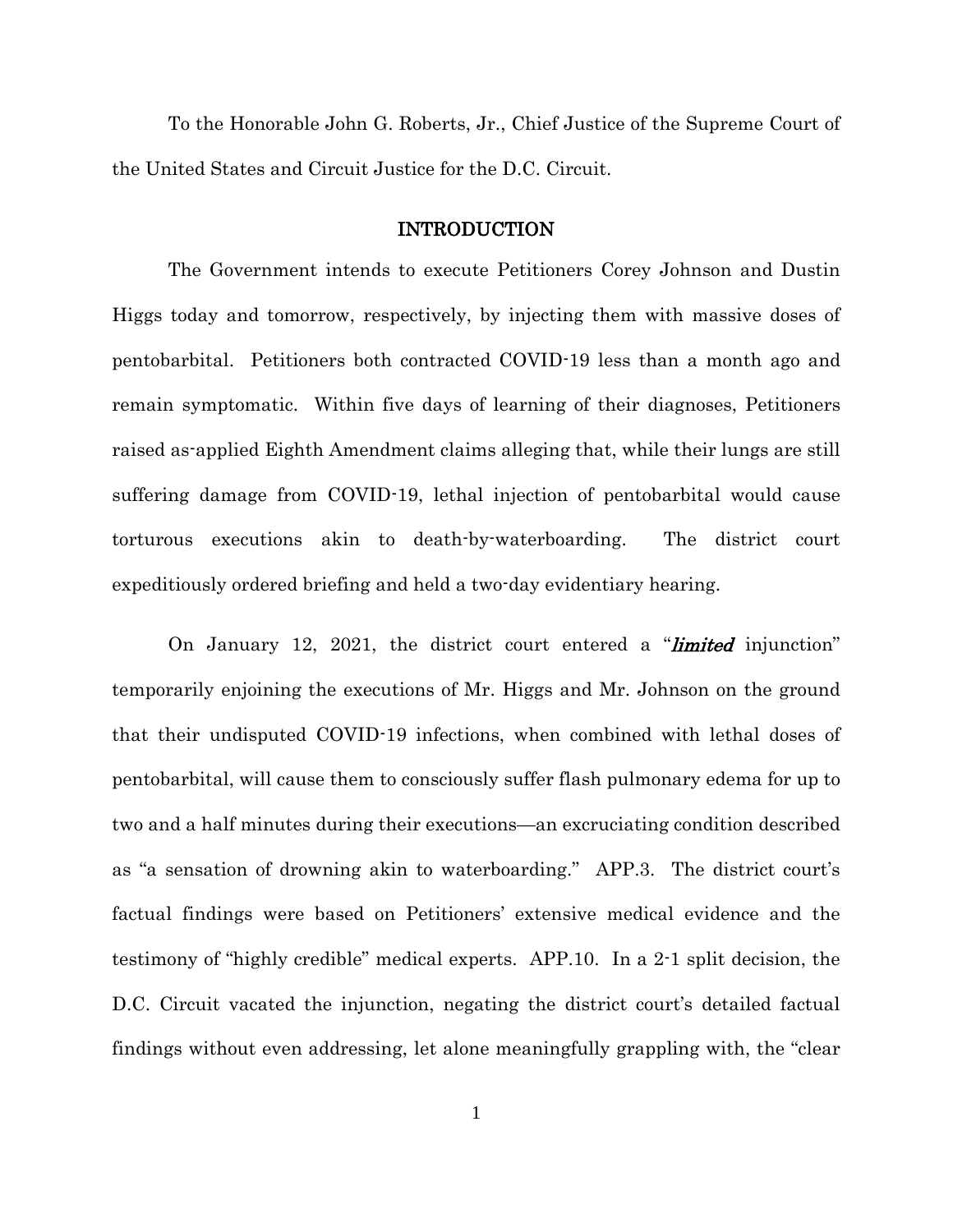To the Honorable John G. Roberts, Jr., Chief Justice of the Supreme Court of the United States and Circuit Justice for the D.C. Circuit.

## INTRODUCTION

The Government intends to execute Petitioners Corey Johnson and Dustin Higgs today and tomorrow, respectively, by injecting them with massive doses of pentobarbital. Petitioners both contracted COVID-19 less than a month ago and remain symptomatic. Within five days of learning of their diagnoses, Petitioners raised as-applied Eighth Amendment claims alleging that, while their lungs are still suffering damage from COVID-19, lethal injection of pentobarbital would cause torturous executions akin to death-by-waterboarding. The district court expeditiously ordered briefing and held a two-day evidentiary hearing.

On January 12, 2021, the district court entered a "***limited*** injunction" temporarily enjoining the executions of Mr. Higgs and Mr. Johnson on the ground that their undisputed COVID-19 infections, when combined with lethal doses of pentobarbital, will cause them to consciously suffer flash pulmonary edema for up to two and a half minutes during their executions—an excruciating condition described as "a sensation of drowning akin to waterboarding." APP.3. The district court's factual findings were based on Petitioners' extensive medical evidence and the testimony of "highly credible" medical experts. APP.10. In a 2-1 split decision, the D.C. Circuit vacated the injunction, negating the district court's detailed factual findings without even addressing, let alone meaningfully grappling with, the "clear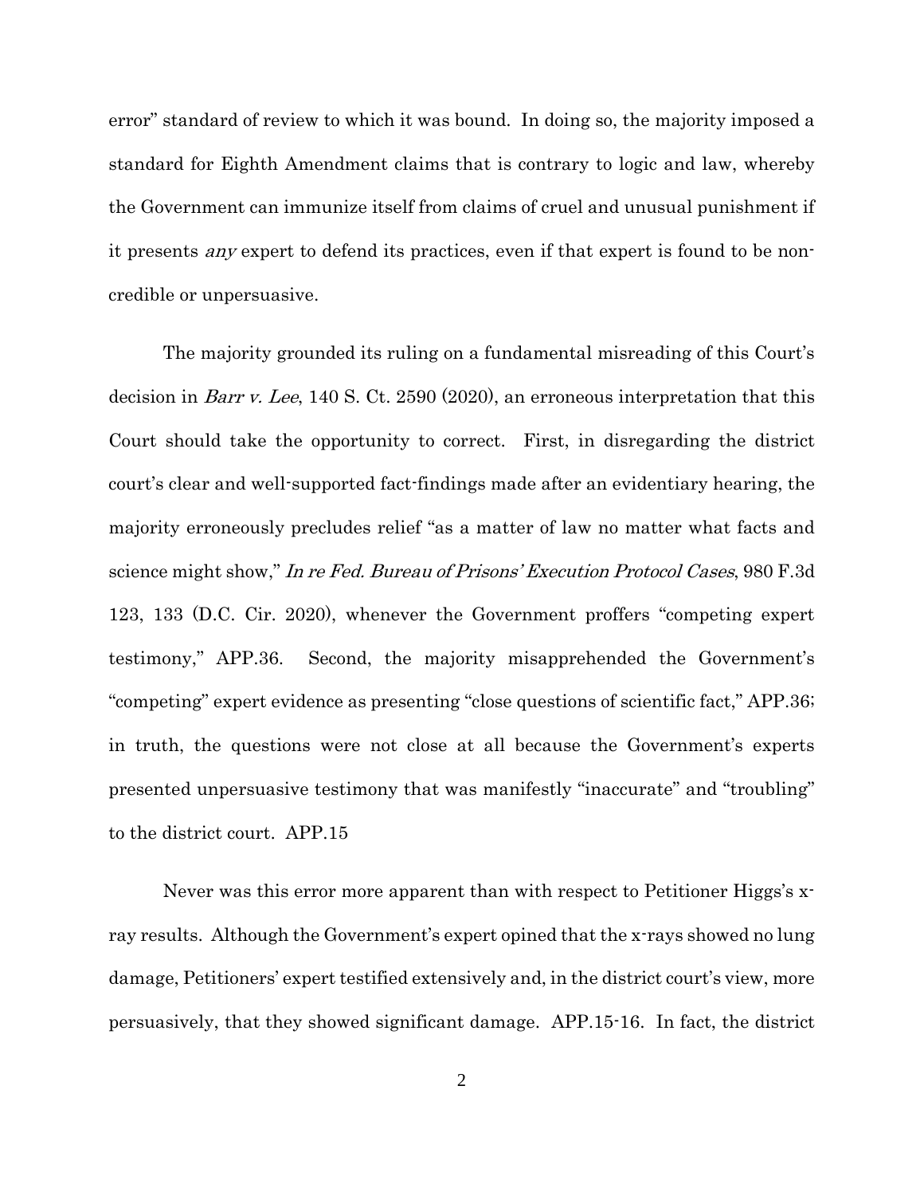error" standard of review to which it was bound. In doing so, the majority imposed a standard for Eighth Amendment claims that is contrary to logic and law, whereby the Government can immunize itself from claims of cruel and unusual punishment if it presents *any* expert to defend its practices, even if that expert is found to be non-credible or unpersuasive.

The majority grounded its ruling on a fundamental misreading of this Court's decision in *Barr v. Lee*, 140 S. Ct. 2590 (2020), an erroneous interpretation that this Court should take the opportunity to correct. First, in disregarding the district court's clear and well-supported fact-findings made after an evidentiary hearing, the majority erroneously precludes relief "as a matter of law no matter what facts and science might show," *In re Fed. Bureau of Prisons' Execution Protocol Cases*, 980 F.3d 123, 133 (D.C. Cir. 2020), whenever the Government proffers "competing expert testimony," APP.36. Second, the majority misapprehended the Government's "competing" expert evidence as presenting "close questions of scientific fact," APP.36; in truth, the questions were not close at all because the Government's experts presented unpersuasive testimony that was manifestly "inaccurate" and "troubling" to the district court. APP.15

Never was this error more apparent than with respect to Petitioner Higgs's x-ray results. Although the Government's expert opined that the x-rays showed no lung damage, Petitioners' expert testified extensively and, in the district court's view, more persuasively, that they showed significant damage. APP.15-16. In fact, the district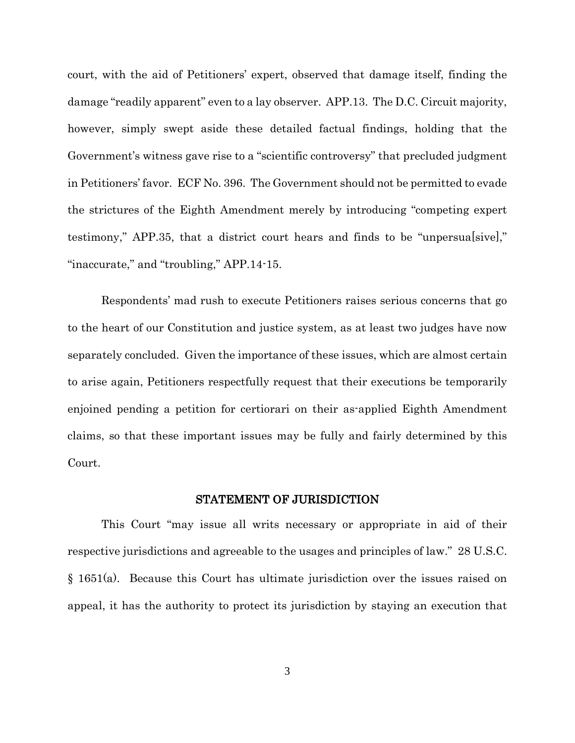court, with the aid of Petitioners' expert, observed that damage itself, finding the damage "readily apparent" even to a lay observer. APP.13. The D.C. Circuit majority, however, simply swept aside these detailed factual findings, holding that the Government's witness gave rise to a "scientific controversy" that precluded judgment in Petitioners' favor. ECF No. 396. The Government should not be permitted to evade the strictures of the Eighth Amendment merely by introducing "competing expert testimony," APP.35, that a district court hears and finds to be "unpersua[sive]," "inaccurate," and "troubling," APP.14-15.

Respondents' mad rush to execute Petitioners raises serious concerns that go to the heart of our Constitution and justice system, as at least two judges have now separately concluded. Given the importance of these issues, which are almost certain to arise again, Petitioners respectfully request that their executions be temporarily enjoined pending a petition for certiorari on their as-applied Eighth Amendment claims, so that these important issues may be fully and fairly determined by this Court.

## STATEMENT OF JURISDICTION

This Court "may issue all writs necessary or appropriate in aid of their respective jurisdictions and agreeable to the usages and principles of law." 28 U.S.C. § 1651(a). Because this Court has ultimate jurisdiction over the issues raised on appeal, it has the authority to protect its jurisdiction by staying an execution that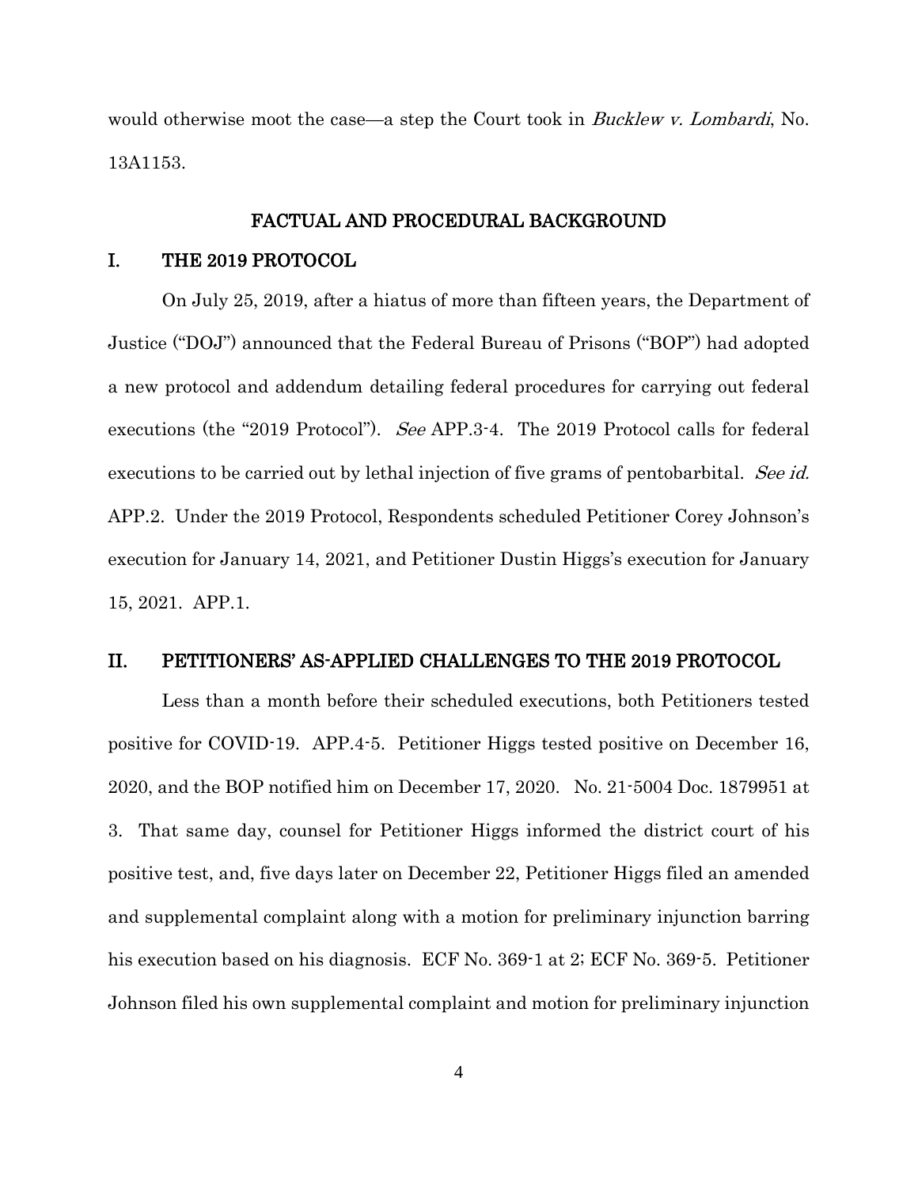would otherwise moot the case—a step the Court took in *Bucklew v. Lombardi*, No. 13A1153.

## FACTUAL AND PROCEDURAL BACKGROUND

### I. THE 2019 PROTOCOL

On July 25, 2019, after a hiatus of more than fifteen years, the Department of Justice ("DOJ") announced that the Federal Bureau of Prisons ("BOP") had adopted a new protocol and addendum detailing federal procedures for carrying out federal executions (the "2019 Protocol"). *See* APP.3-4. The 2019 Protocol calls for federal executions to be carried out by lethal injection of five grams of pentobarbital. *See id.* APP.2. Under the 2019 Protocol, Respondents scheduled Petitioner Corey Johnson's execution for January 14, 2021, and Petitioner Dustin Higgs's execution for January 15, 2021. APP.1.

### II. PETITIONERS' AS-APPLIED CHALLENGES TO THE 2019 PROTOCOL

Less than a month before their scheduled executions, both Petitioners tested positive for COVID-19. APP.4-5. Petitioner Higgs tested positive on December 16, 2020, and the BOP notified him on December 17, 2020. No. 21-5004 Doc. 1879951 at 3. That same day, counsel for Petitioner Higgs informed the district court of his positive test, and, five days later on December 22, Petitioner Higgs filed an amended and supplemental complaint along with a motion for preliminary injunction barring his execution based on his diagnosis. ECF No. 369-1 at 2; ECF No. 369-5. Petitioner Johnson filed his own supplemental complaint and motion for preliminary injunction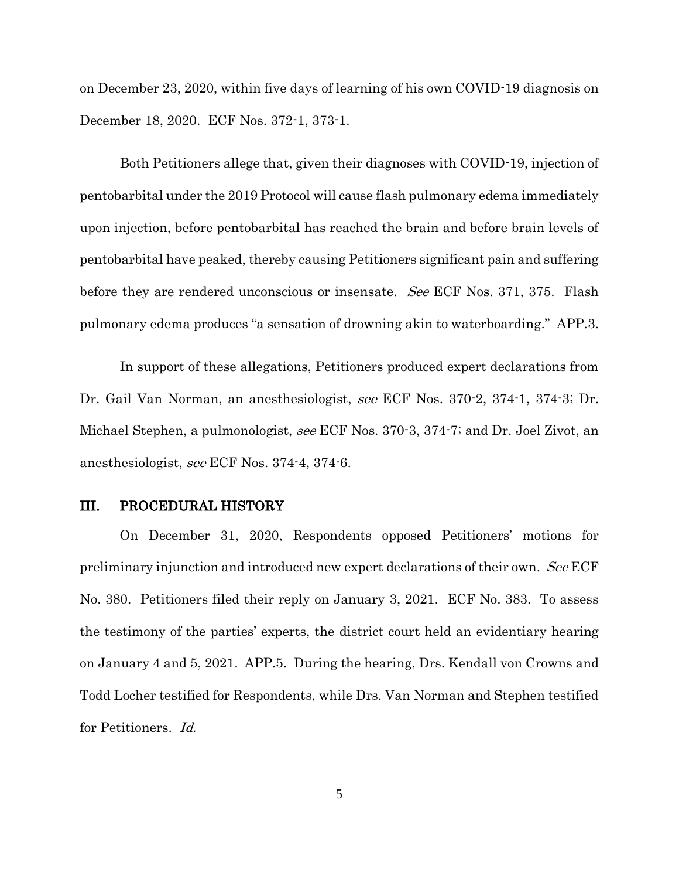on December 23, 2020, within five days of learning of his own COVID-19 diagnosis on December 18, 2020. ECF Nos. 372-1, 373-1.

Both Petitioners allege that, given their diagnoses with COVID-19, injection of pentobarbital under the 2019 Protocol will cause flash pulmonary edema immediately upon injection, before pentobarbital has reached the brain and before brain levels of pentobarbital have peaked, thereby causing Petitioners significant pain and suffering before they are rendered unconscious or insensate. *See* ECF Nos. 371, 375. Flash pulmonary edema produces "a sensation of drowning akin to waterboarding." APP.3.

In support of these allegations, Petitioners produced expert declarations from Dr. Gail Van Norman, an anesthesiologist, *see* ECF Nos. 370-2, 374-1, 374-3; Dr. Michael Stephen, a pulmonologist, *see* ECF Nos. 370-3, 374-7; and Dr. Joel Zivot, an anesthesiologist, *see* ECF Nos. 374-4, 374-6.

## III. PROCEDURAL HISTORY

On December 31, 2020, Respondents opposed Petitioners' motions for preliminary injunction and introduced new expert declarations of their own. *See* ECF No. 380. Petitioners filed their reply on January 3, 2021. ECF No. 383. To assess the testimony of the parties' experts, the district court held an evidentiary hearing on January 4 and 5, 2021. APP.5. During the hearing, Drs. Kendall von Crowns and Todd Locher testified for Respondents, while Drs. Van Norman and Stephen testified for Petitioners. *Id.*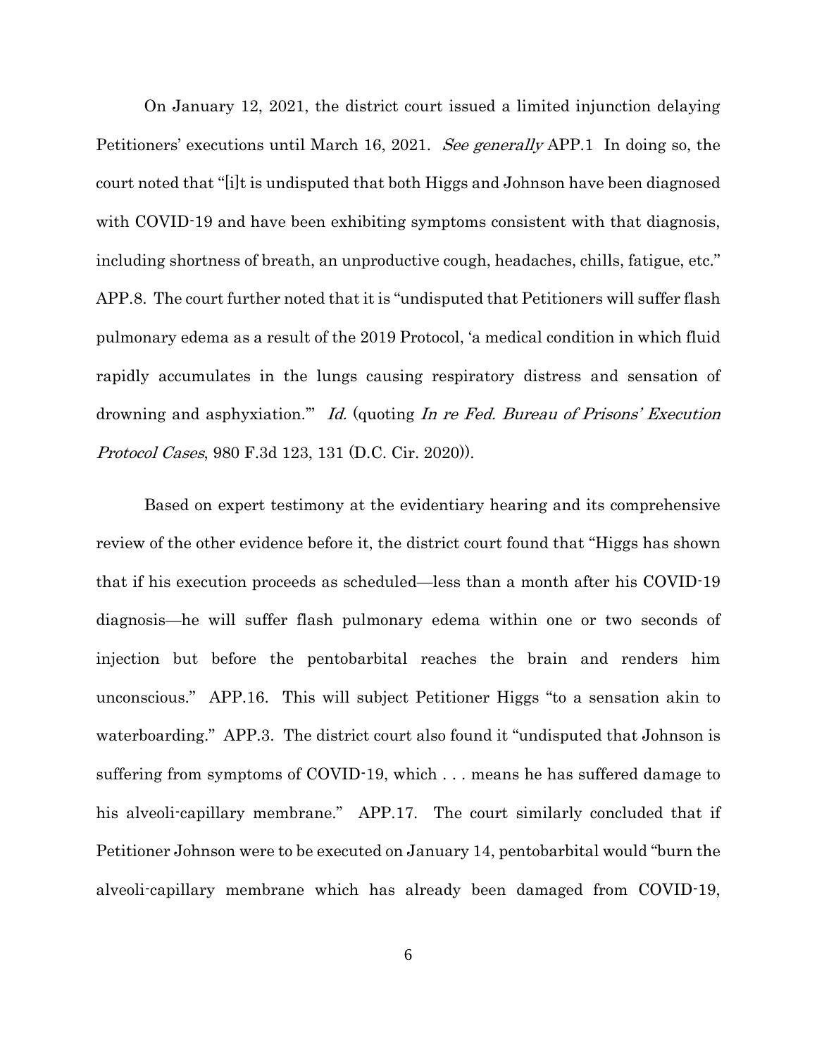On January 12, 2021, the district court issued a limited injunction delaying Petitioners' executions until March 16, 2021. *See generally* APP.1 In doing so, the court noted that "[i]t is undisputed that both Higgs and Johnson have been diagnosed with COVID-19 and have been exhibiting symptoms consistent with that diagnosis, including shortness of breath, an unproductive cough, headaches, chills, fatigue, etc." APP.8. The court further noted that it is "undisputed that Petitioners will suffer flash pulmonary edema as a result of the 2019 Protocol, 'a medical condition in which fluid rapidly accumulates in the lungs causing respiratory distress and sensation of drowning and asphyxiation.'" *Id.* (quoting *In re Fed. Bureau of Prisons' Execution Protocol Cases*, 980 F.3d 123, 131 (D.C. Cir. 2020)).

Based on expert testimony at the evidentiary hearing and its comprehensive review of the other evidence before it, the district court found that "Higgs has shown that if his execution proceeds as scheduled—less than a month after his COVID-19 diagnosis—he will suffer flash pulmonary edema within one or two seconds of injection but before the pentobarbital reaches the brain and renders him unconscious." APP.16. This will subject Petitioner Higgs "to a sensation akin to waterboarding." APP.3. The district court also found it "undisputed that Johnson is suffering from symptoms of COVID-19, which . . . means he has suffered damage to his alveoli-capillary membrane." APP.17. The court similarly concluded that if Petitioner Johnson were to be executed on January 14, pentobarbital would "burn the alveoli-capillary membrane which has already been damaged from COVID-19,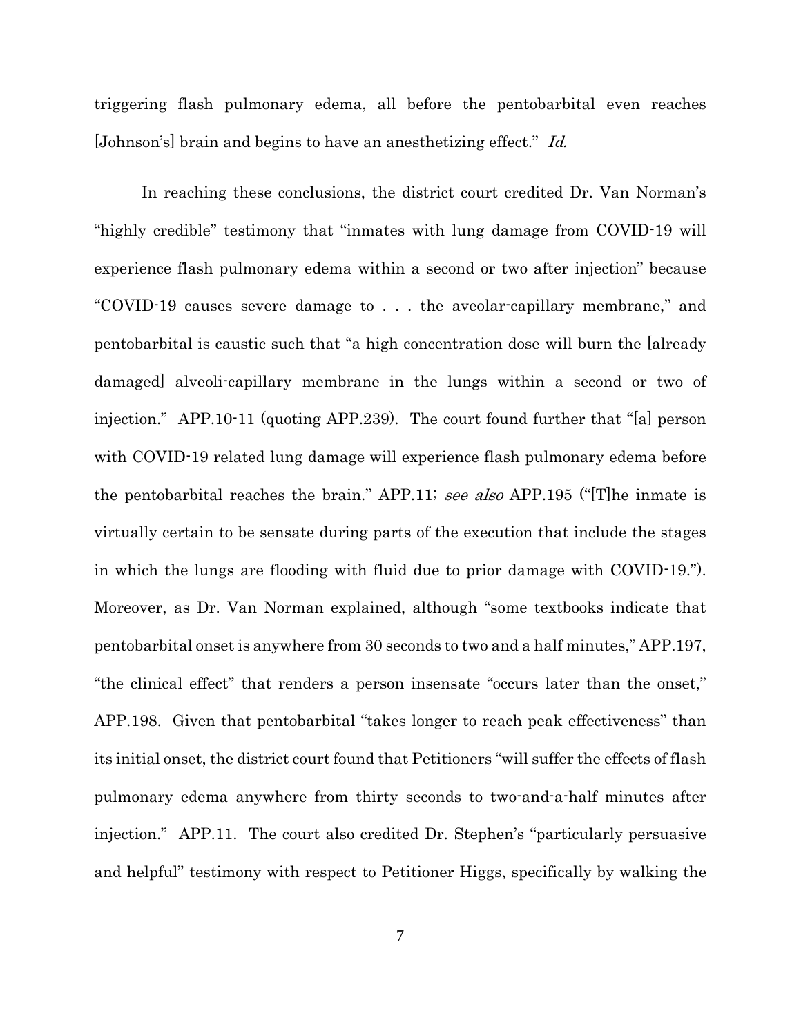triggering flash pulmonary edema, all before the pentobarbital even reaches [Johnson's] brain and begins to have an anesthetizing effect." *Id.*

In reaching these conclusions, the district court credited Dr. Van Norman's "highly credible" testimony that "inmates with lung damage from COVID-19 will experience flash pulmonary edema within a second or two after injection" because "COVID-19 causes severe damage to . . . the aveolar-capillary membrane," and pentobarbital is caustic such that "a high concentration dose will burn the [already damaged] alveoli-capillary membrane in the lungs within a second or two of injection." APP.10-11 (quoting APP.239). The court found further that "[a] person with COVID-19 related lung damage will experience flash pulmonary edema before the pentobarbital reaches the brain." APP.11; *see also* APP.195 ("[T]he inmate is virtually certain to be sensate during parts of the execution that include the stages in which the lungs are flooding with fluid due to prior damage with COVID-19."). Moreover, as Dr. Van Norman explained, although "some textbooks indicate that pentobarbital onset is anywhere from 30 seconds to two and a half minutes," APP.197, "the clinical effect" that renders a person insensate "occurs later than the onset," APP.198. Given that pentobarbital "takes longer to reach peak effectiveness" than its initial onset, the district court found that Petitioners "will suffer the effects of flash pulmonary edema anywhere from thirty seconds to two-and-a-half minutes after injection." APP.11. The court also credited Dr. Stephen's "particularly persuasive and helpful" testimony with respect to Petitioner Higgs, specifically by walking the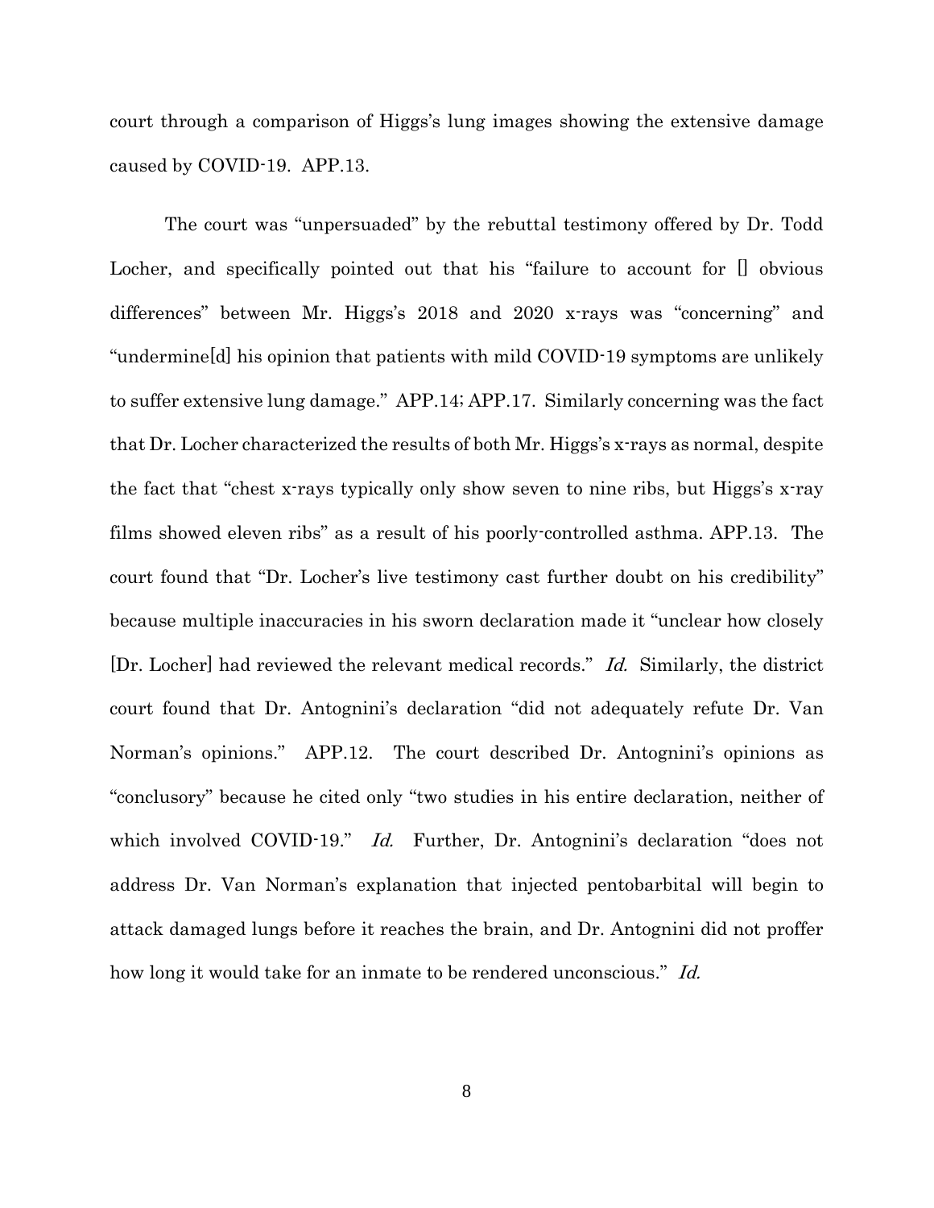court through a comparison of Higgs's lung images showing the extensive damage caused by COVID-19. APP.13.

The court was "unpersuaded" by the rebuttal testimony offered by Dr. Todd Locher, and specifically pointed out that his "failure to account for [] obvious differences" between Mr. Higgs's 2018 and 2020 x-rays was "concerning" and "undermine[d] his opinion that patients with mild COVID-19 symptoms are unlikely to suffer extensive lung damage." APP.14; APP.17. Similarly concerning was the fact that Dr. Locher characterized the results of both Mr. Higgs's x-rays as normal, despite the fact that "chest x-rays typically only show seven to nine ribs, but Higgs's x-ray films showed eleven ribs" as a result of his poorly-controlled asthma. APP.13. The court found that "Dr. Locher's live testimony cast further doubt on his credibility" because multiple inaccuracies in his sworn declaration made it "unclear how closely [Dr. Locher] had reviewed the relevant medical records." *Id.* Similarly, the district court found that Dr. Antognini's declaration "did not adequately refute Dr. Van Norman's opinions." APP.12. The court described Dr. Antognini's opinions as "conclusory" because he cited only "two studies in his entire declaration, neither of which involved COVID-19." *Id.* Further, Dr. Antognini's declaration "does not address Dr. Van Norman's explanation that injected pentobarbital will begin to attack damaged lungs before it reaches the brain, and Dr. Antognini did not proffer how long it would take for an inmate to be rendered unconscious." *Id.*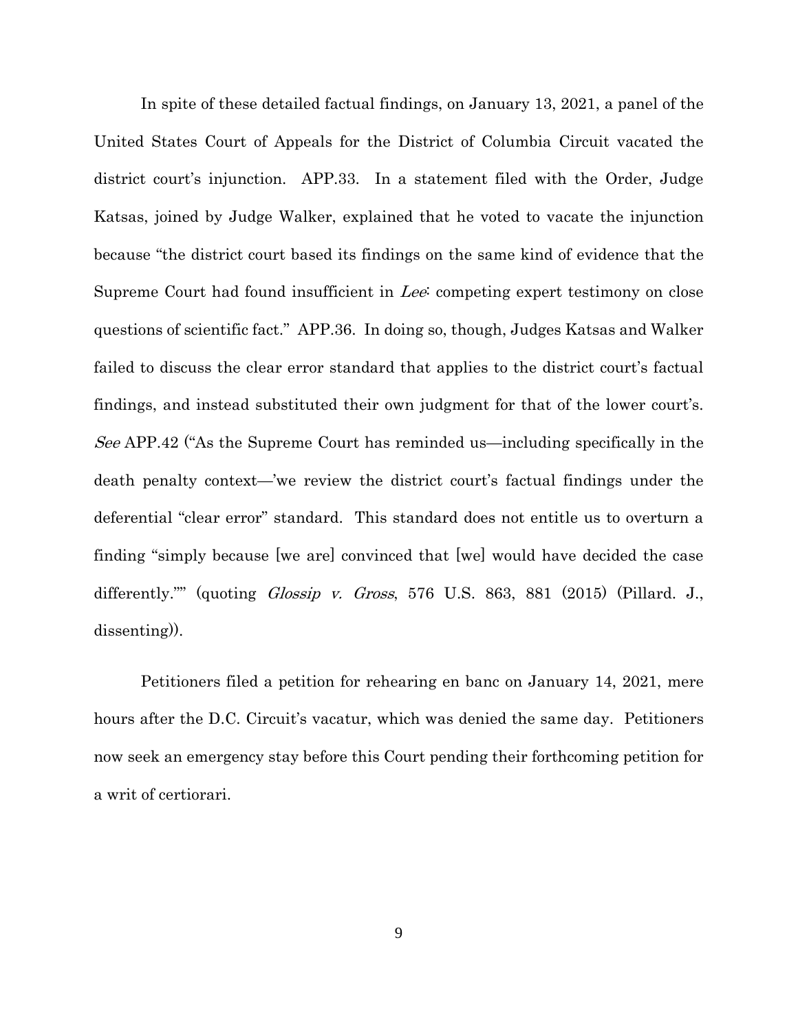In spite of these detailed factual findings, on January 13, 2021, a panel of the United States Court of Appeals for the District of Columbia Circuit vacated the district court's injunction. APP.33. In a statement filed with the Order, Judge Katsas, joined by Judge Walker, explained that he voted to vacate the injunction because "the district court based its findings on the same kind of evidence that the Supreme Court had found insufficient in *Lee*: competing expert testimony on close questions of scientific fact." APP.36. In doing so, though, Judges Katsas and Walker failed to discuss the clear error standard that applies to the district court's factual findings, and instead substituted their own judgment for that of the lower court's. *See* APP.42 ("As the Supreme Court has reminded us—including specifically in the death penalty context—'we review the district court's factual findings under the deferential "clear error" standard. This standard does not entitle us to overturn a finding "simply because [we are] convinced that [we] would have decided the case differently."" (quoting *Glossip v. Gross*, 576 U.S. 863, 881 (2015) (Pillard. J., dissenting)).

Petitioners filed a petition for rehearing en banc on January 14, 2021, mere hours after the D.C. Circuit's vacatur, which was denied the same day. Petitioners now seek an emergency stay before this Court pending their forthcoming petition for a writ of certiorari.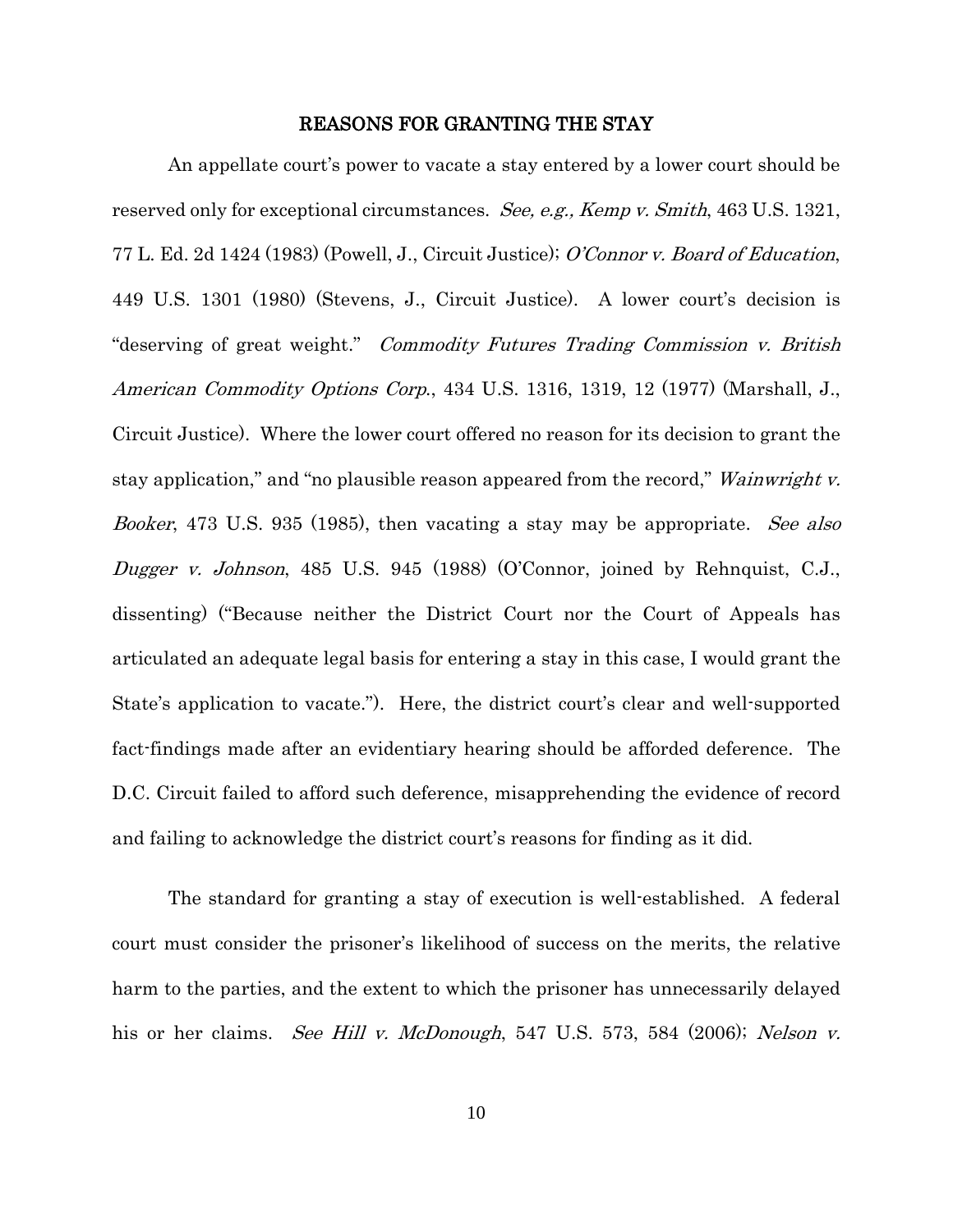## REASONS FOR GRANTING THE STAY

An appellate court's power to vacate a stay entered by a lower court should be reserved only for exceptional circumstances. *See, e.g., Kemp v. Smith*, 463 U.S. 1321, 77 L. Ed. 2d 1424 (1983) (Powell, J., Circuit Justice); *O'Connor v. Board of Education*, 449 U.S. 1301 (1980) (Stevens, J., Circuit Justice). A lower court's decision is "deserving of great weight." *Commodity Futures Trading Commission v. British American Commodity Options Corp.*, 434 U.S. 1316, 1319, 12 (1977) (Marshall, J., Circuit Justice). Where the lower court offered no reason for its decision to grant the stay application," and "no plausible reason appeared from the record," *Wainwright v. Booker*, 473 U.S. 935 (1985), then vacating a stay may be appropriate. *See also Dugger v. Johnson*, 485 U.S. 945 (1988) (O'Connor, joined by Rehnquist, C.J., dissenting) ("Because neither the District Court nor the Court of Appeals has articulated an adequate legal basis for entering a stay in this case, I would grant the State's application to vacate."). Here, the district court's clear and well-supported fact-findings made after an evidentiary hearing should be afforded deference. The D.C. Circuit failed to afford such deference, misapprehending the evidence of record and failing to acknowledge the district court's reasons for finding as it did.

The standard for granting a stay of execution is well-established. A federal court must consider the prisoner's likelihood of success on the merits, the relative harm to the parties, and the extent to which the prisoner has unnecessarily delayed his or her claims. *See Hill v. McDonough*, 547 U.S. 573, 584 (2006); *Nelson v.*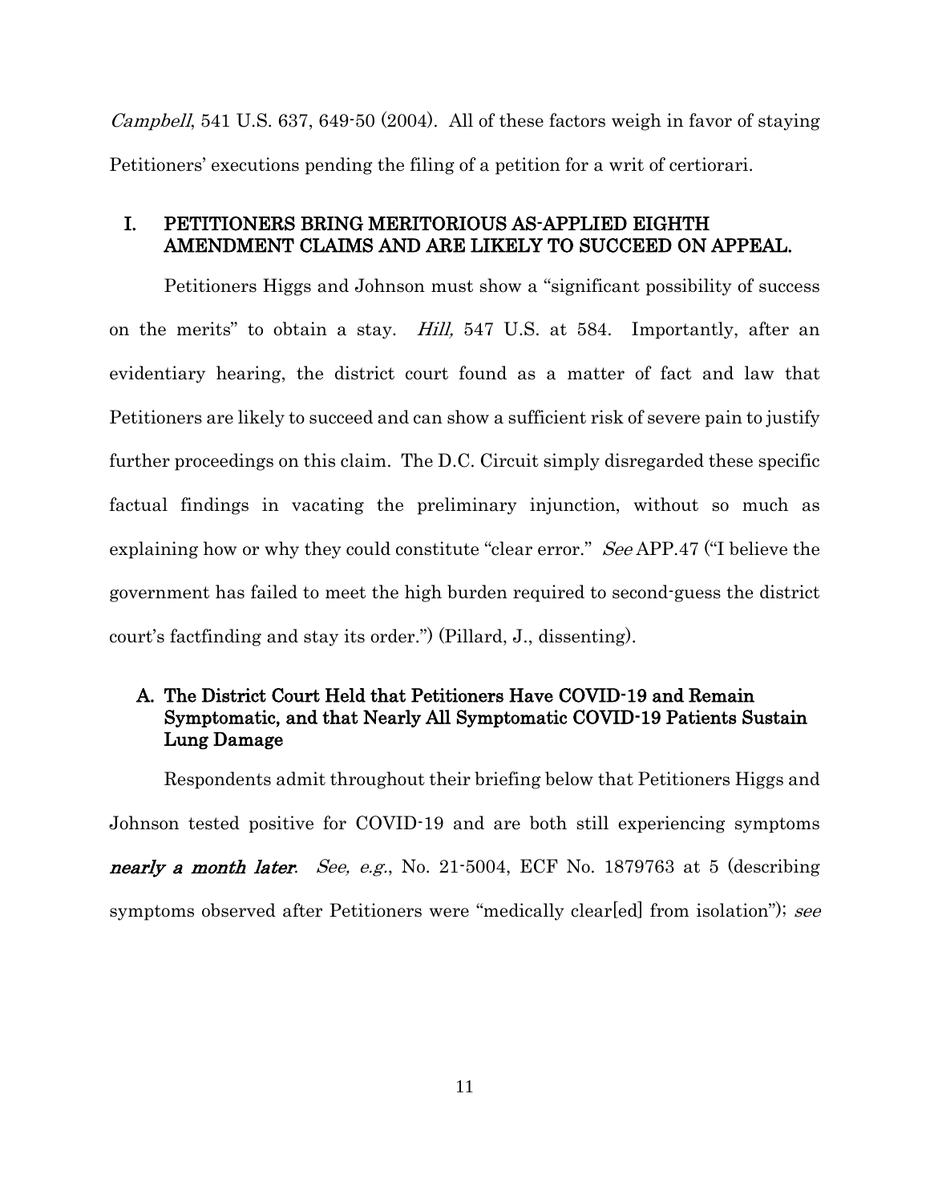*Campbell*, 541 U.S. 637, 649-50 (2004). All of these factors weigh in favor of staying Petitioners' executions pending the filing of a petition for a writ of certiorari.

## I. PETITIONERS BRING MERITORIOUS AS-APPLIED EIGHTH AMENDMENT CLAIMS AND ARE LIKELY TO SUCCEED ON APPEAL.

Petitioners Higgs and Johnson must show a "significant possibility of success on the merits" to obtain a stay. *Hill,* 547 U.S. at 584. Importantly, after an evidentiary hearing, the district court found as a matter of fact and law that Petitioners are likely to succeed and can show a sufficient risk of severe pain to justify further proceedings on this claim. The D.C. Circuit simply disregarded these specific factual findings in vacating the preliminary injunction, without so much as explaining how or why they could constitute "clear error." *See* APP.47 ("I believe the government has failed to meet the high burden required to second-guess the district court's factfinding and stay its order.") (Pillard, J., dissenting).

### A. The District Court Held that Petitioners Have COVID-19 and Remain Symptomatic, and that Nearly All Symptomatic COVID-19 Patients Sustain Lung Damage

Respondents admit throughout their briefing below that Petitioners Higgs and Johnson tested positive for COVID-19 and are both still experiencing symptoms ***nearly a month later***. *See, e.g.*, No. 21-5004, ECF No. 1879763 at 5 (describing symptoms observed after Petitioners were "medically clear[ed] from isolation"); *see*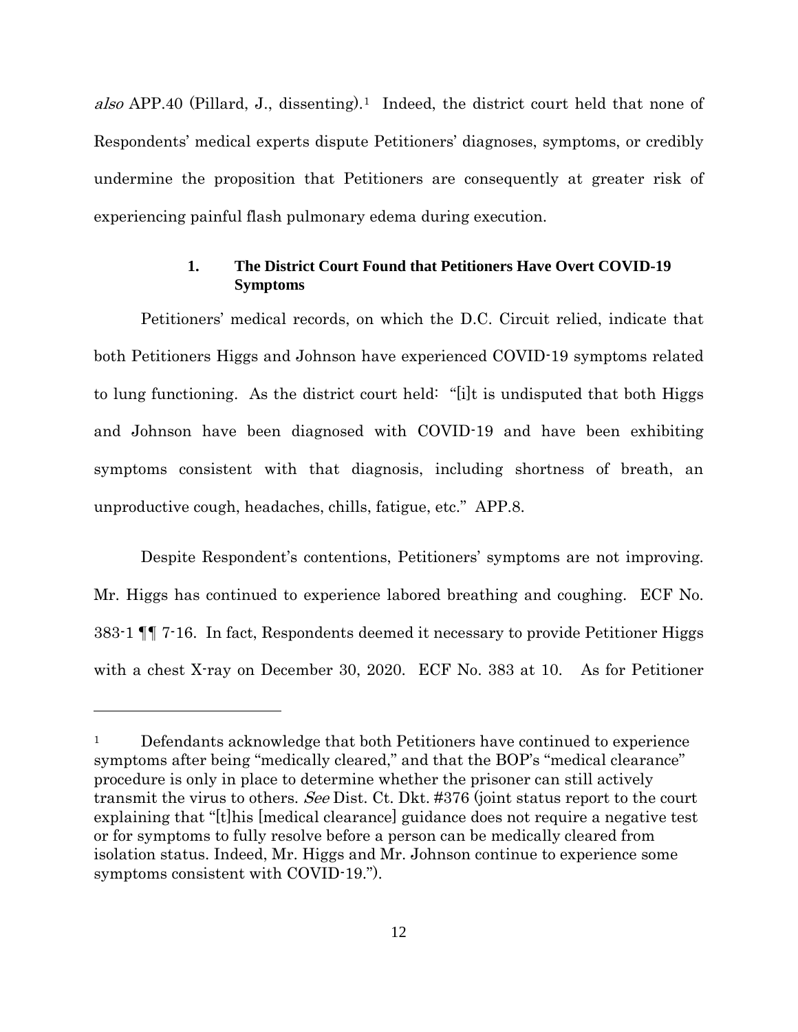*also* APP.40 (Pillard, J., dissenting).[1] Indeed, the district court held that none of Respondents' medical experts dispute Petitioners' diagnoses, symptoms, or credibly undermine the proposition that Petitioners are consequently at greater risk of experiencing painful flash pulmonary edema during execution.

### 1. The District Court Found that Petitioners Have Overt COVID-19 Symptoms

Petitioners' medical records, on which the D.C. Circuit relied, indicate that both Petitioners Higgs and Johnson have experienced COVID-19 symptoms related to lung functioning. As the district court held: "[i]t is undisputed that both Higgs and Johnson have been diagnosed with COVID-19 and have been exhibiting symptoms consistent with that diagnosis, including shortness of breath, an unproductive cough, headaches, chills, fatigue, etc." APP.8.

Despite Respondent's contentions, Petitioners' symptoms are not improving. Mr. Higgs has continued to experience labored breathing and coughing. ECF No. 383-1 ¶¶ 7-16. In fact, Respondents deemed it necessary to provide Petitioner Higgs with a chest X-ray on December 30, 2020. ECF No. 383 at 10. As for Petitioner

---

[1] Defendants acknowledge that both Petitioners have continued to experience symptoms after being "medically cleared," and that the BOP's "medical clearance" procedure is only in place to determine whether the prisoner can still actively transmit the virus to others. *See* Dist. Ct. Dkt. #376 (joint status report to the court explaining that "[t]his [medical clearance] guidance does not require a negative test or for symptoms to fully resolve before a person can be medically cleared from isolation status. Indeed, Mr. Higgs and Mr. Johnson continue to experience some symptoms consistent with COVID-19.").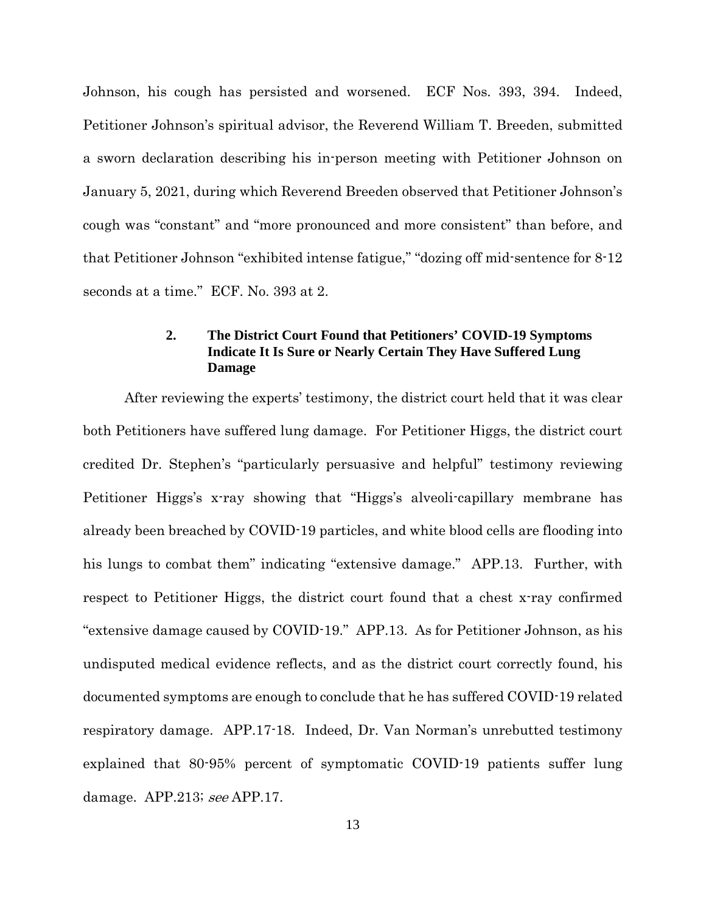Johnson, his cough has persisted and worsened. ECF Nos. 393, 394. Indeed, Petitioner Johnson's spiritual advisor, the Reverend William T. Breeden, submitted a sworn declaration describing his in-person meeting with Petitioner Johnson on January 5, 2021, during which Reverend Breeden observed that Petitioner Johnson's cough was "constant" and "more pronounced and more consistent" than before, and that Petitioner Johnson "exhibited intense fatigue," "dozing off mid-sentence for 8-12 seconds at a time." ECF. No. 393 at 2.

### 2. The District Court Found that Petitioners' COVID-19 Symptoms Indicate It Is Sure or Nearly Certain They Have Suffered Lung Damage

After reviewing the experts' testimony, the district court held that it was clear both Petitioners have suffered lung damage. For Petitioner Higgs, the district court credited Dr. Stephen's "particularly persuasive and helpful" testimony reviewing Petitioner Higgs's x-ray showing that "Higgs's alveoli-capillary membrane has already been breached by COVID-19 particles, and white blood cells are flooding into his lungs to combat them" indicating "extensive damage." APP.13. Further, with respect to Petitioner Higgs, the district court found that a chest x-ray confirmed "extensive damage caused by COVID-19." APP.13. As for Petitioner Johnson, as his undisputed medical evidence reflects, and as the district court correctly found, his documented symptoms are enough to conclude that he has suffered COVID-19 related respiratory damage. APP.17-18. Indeed, Dr. Van Norman's unrebutted testimony explained that 80-95% percent of symptomatic COVID-19 patients suffer lung damage. APP.213; *see* APP.17.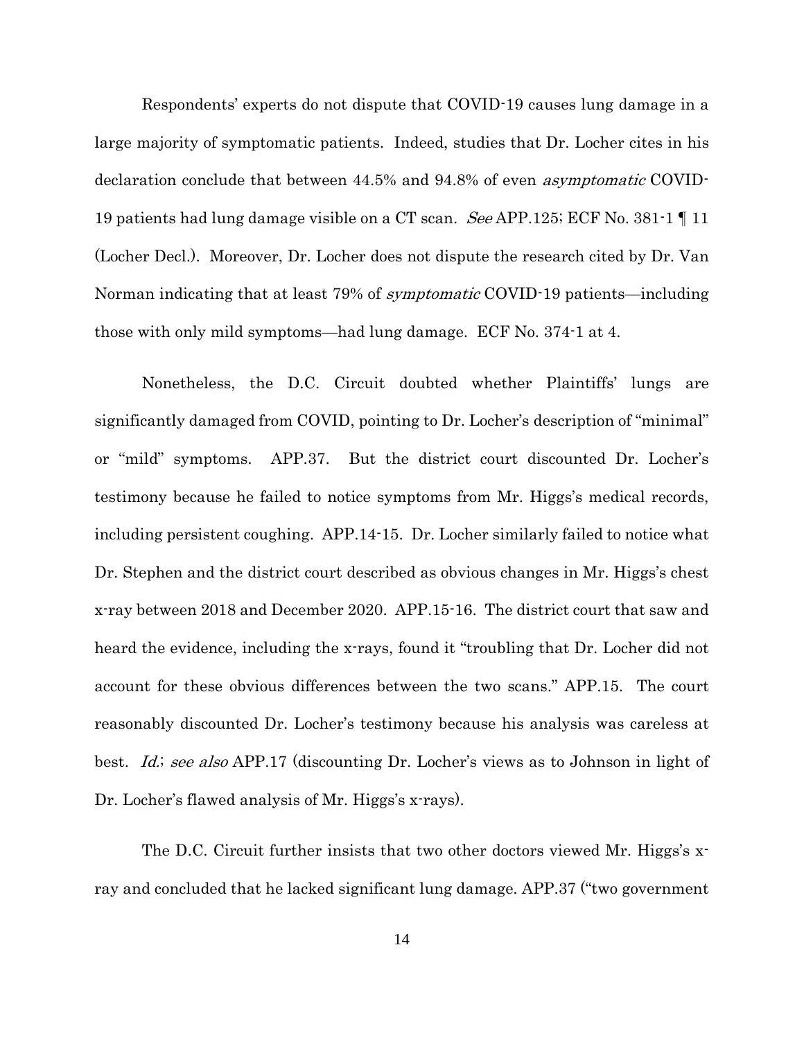Respondents' experts do not dispute that COVID-19 causes lung damage in a large majority of symptomatic patients. Indeed, studies that Dr. Locher cites in his declaration conclude that between 44.5% and 94.8% of even *asymptomatic* COVID-19 patients had lung damage visible on a CT scan. *See* APP.125; ECF No. 381-1 ¶ 11 (Locher Decl.). Moreover, Dr. Locher does not dispute the research cited by Dr. Van Norman indicating that at least 79% of *symptomatic* COVID-19 patients—including those with only mild symptoms—had lung damage. ECF No. 374-1 at 4.

Nonetheless, the D.C. Circuit doubted whether Plaintiffs' lungs are significantly damaged from COVID, pointing to Dr. Locher's description of "minimal" or "mild" symptoms. APP.37. But the district court discounted Dr. Locher's testimony because he failed to notice symptoms from Mr. Higgs's medical records, including persistent coughing. APP.14-15. Dr. Locher similarly failed to notice what Dr. Stephen and the district court described as obvious changes in Mr. Higgs's chest x-ray between 2018 and December 2020. APP.15-16. The district court that saw and heard the evidence, including the x-rays, found it "troubling that Dr. Locher did not account for these obvious differences between the two scans." APP.15. The court reasonably discounted Dr. Locher's testimony because his analysis was careless at best. *Id.*; *see also* APP.17 (discounting Dr. Locher's views as to Johnson in light of Dr. Locher's flawed analysis of Mr. Higgs's x-rays).

The D.C. Circuit further insists that two other doctors viewed Mr. Higgs's x-ray and concluded that he lacked significant lung damage. APP.37 ("two government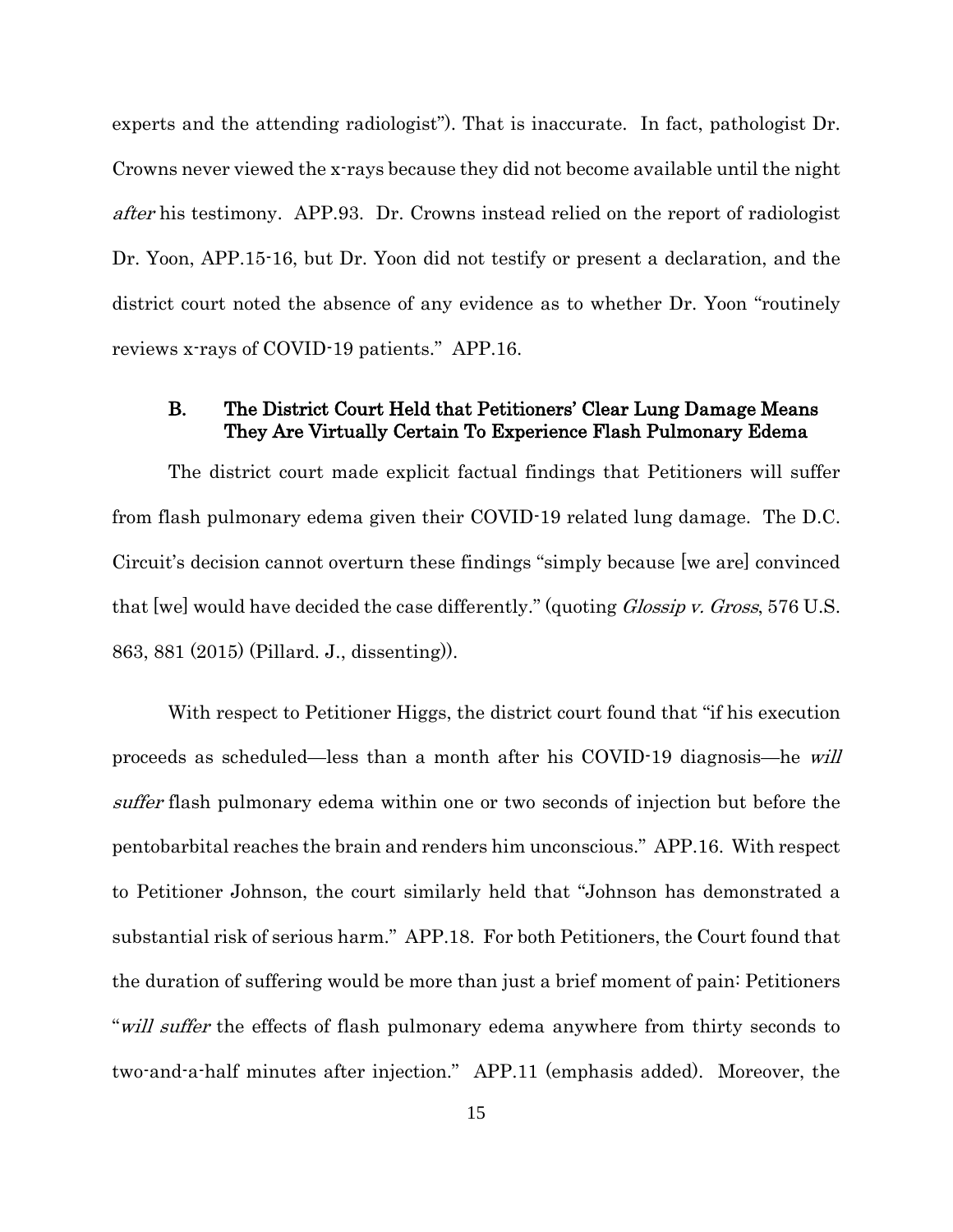experts and the attending radiologist"). That is inaccurate. In fact, pathologist Dr. Crowns never viewed the x-rays because they did not become available until the night *after* his testimony. APP.93. Dr. Crowns instead relied on the report of radiologist Dr. Yoon, APP.15-16, but Dr. Yoon did not testify or present a declaration, and the district court noted the absence of any evidence as to whether Dr. Yoon "routinely reviews x-rays of COVID-19 patients." APP.16.

### B. The District Court Held that Petitioners' Clear Lung Damage Means They Are Virtually Certain To Experience Flash Pulmonary Edema

The district court made explicit factual findings that Petitioners will suffer from flash pulmonary edema given their COVID-19 related lung damage. The D.C. Circuit's decision cannot overturn these findings "simply because [we are] convinced that [we] would have decided the case differently." (quoting *Glossip v. Gross*, 576 U.S. 863, 881 (2015) (Pillard. J., dissenting)).

With respect to Petitioner Higgs, the district court found that "if his execution proceeds as scheduled—less than a month after his COVID-19 diagnosis—he *will suffer* flash pulmonary edema within one or two seconds of injection but before the pentobarbital reaches the brain and renders him unconscious." APP.16. With respect to Petitioner Johnson, the court similarly held that "Johnson has demonstrated a substantial risk of serious harm." APP.18. For both Petitioners, the Court found that the duration of suffering would be more than just a brief moment of pain: Petitioners "*will suffer* the effects of flash pulmonary edema anywhere from thirty seconds to two-and-a-half minutes after injection." APP.11 (emphasis added). Moreover, the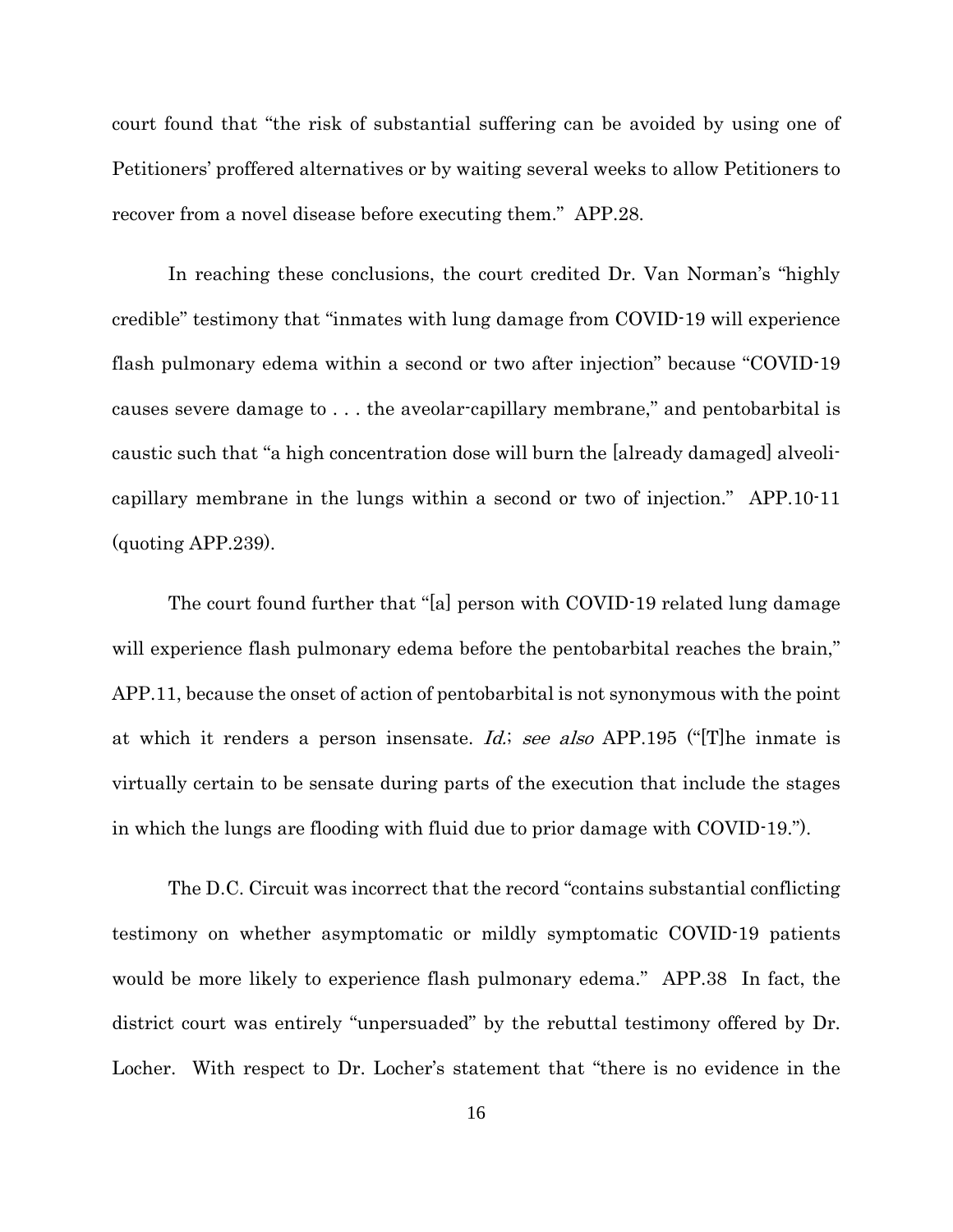court found that "the risk of substantial suffering can be avoided by using one of Petitioners' proffered alternatives or by waiting several weeks to allow Petitioners to recover from a novel disease before executing them." APP.28.

In reaching these conclusions, the court credited Dr. Van Norman's "highly credible" testimony that "inmates with lung damage from COVID-19 will experience flash pulmonary edema within a second or two after injection" because "COVID-19 causes severe damage to . . . the aveolar-capillary membrane," and pentobarbital is caustic such that "a high concentration dose will burn the [already damaged] alveoli-capillary membrane in the lungs within a second or two of injection." APP.10-11 (quoting APP.239).

The court found further that "[a] person with COVID-19 related lung damage will experience flash pulmonary edema before the pentobarbital reaches the brain," APP.11, because the onset of action of pentobarbital is not synonymous with the point at which it renders a person insensate. *Id.*; *see also* APP.195 ("[T]he inmate is virtually certain to be sensate during parts of the execution that include the stages in which the lungs are flooding with fluid due to prior damage with COVID-19.").

The D.C. Circuit was incorrect that the record "contains substantial conflicting testimony on whether asymptomatic or mildly symptomatic COVID-19 patients would be more likely to experience flash pulmonary edema." APP.38 In fact, the district court was entirely "unpersuaded" by the rebuttal testimony offered by Dr. Locher. With respect to Dr. Locher's statement that "there is no evidence in the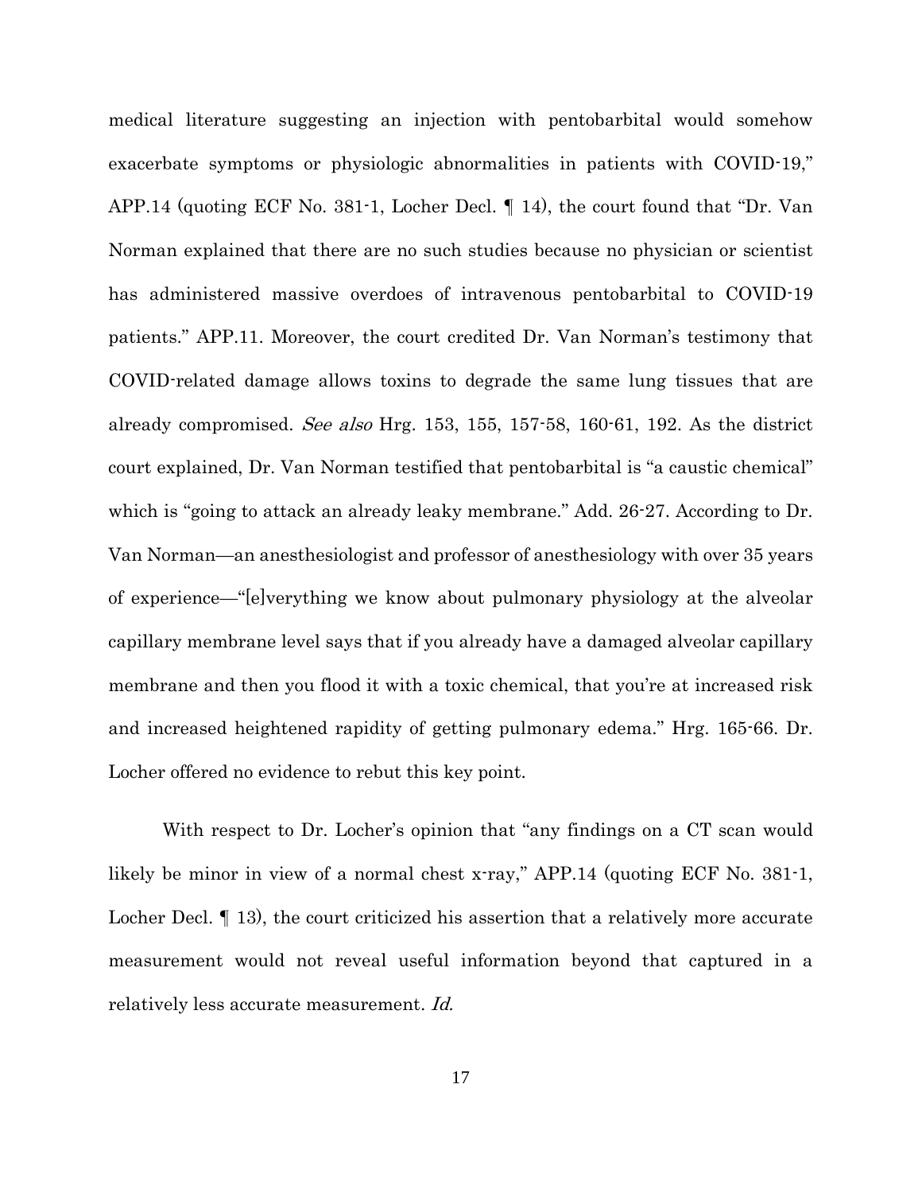medical literature suggesting an injection with pentobarbital would somehow exacerbate symptoms or physiologic abnormalities in patients with COVID-19," APP.14 (quoting ECF No. 381-1, Locher Decl. ¶ 14), the court found that "Dr. Van Norman explained that there are no such studies because no physician or scientist has administered massive overdoes of intravenous pentobarbital to COVID-19 patients." APP.11. Moreover, the court credited Dr. Van Norman's testimony that COVID-related damage allows toxins to degrade the same lung tissues that are already compromised. *See also* Hrg. 153, 155, 157-58, 160-61, 192. As the district court explained, Dr. Van Norman testified that pentobarbital is "a caustic chemical" which is "going to attack an already leaky membrane." Add. 26-27. According to Dr. Van Norman—an anesthesiologist and professor of anesthesiology with over 35 years of experience—"[e]verything we know about pulmonary physiology at the alveolar capillary membrane level says that if you already have a damaged alveolar capillary membrane and then you flood it with a toxic chemical, that you're at increased risk and increased heightened rapidity of getting pulmonary edema." Hrg. 165-66. Dr. Locher offered no evidence to rebut this key point.

With respect to Dr. Locher's opinion that "any findings on a CT scan would likely be minor in view of a normal chest x-ray," APP.14 (quoting ECF No. 381-1, Locher Decl. ¶ 13), the court criticized his assertion that a relatively more accurate measurement would not reveal useful information beyond that captured in a relatively less accurate measurement. *Id.*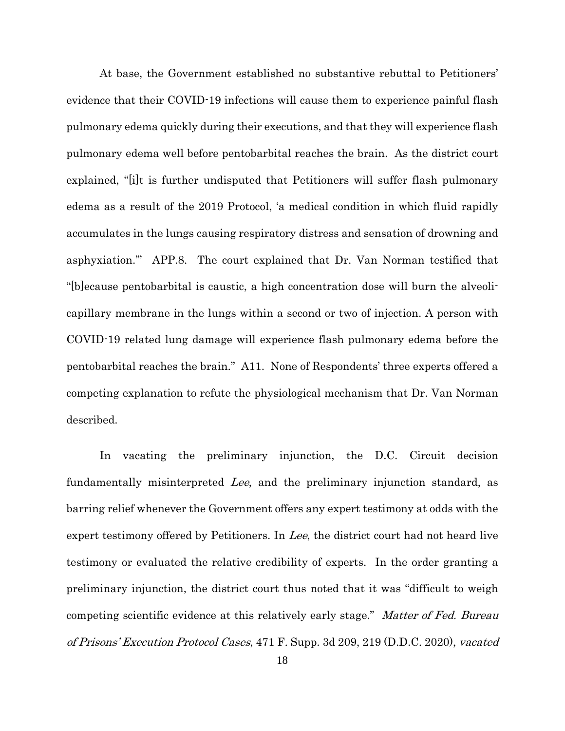At base, the Government established no substantive rebuttal to Petitioners' evidence that their COVID-19 infections will cause them to experience painful flash pulmonary edema quickly during their executions, and that they will experience flash pulmonary edema well before pentobarbital reaches the brain. As the district court explained, "[i]t is further undisputed that Petitioners will suffer flash pulmonary edema as a result of the 2019 Protocol, 'a medical condition in which fluid rapidly accumulates in the lungs causing respiratory distress and sensation of drowning and asphyxiation.'" APP.8. The court explained that Dr. Van Norman testified that "[b]ecause pentobarbital is caustic, a high concentration dose will burn the alveoli-capillary membrane in the lungs within a second or two of injection. A person with COVID-19 related lung damage will experience flash pulmonary edema before the pentobarbital reaches the brain." A11. None of Respondents' three experts offered a competing explanation to refute the physiological mechanism that Dr. Van Norman described.

In vacating the preliminary injunction, the D.C. Circuit decision fundamentally misinterpreted *Lee*, and the preliminary injunction standard, as barring relief whenever the Government offers any expert testimony at odds with the expert testimony offered by Petitioners. In *Lee*, the district court had not heard live testimony or evaluated the relative credibility of experts. In the order granting a preliminary injunction, the district court thus noted that it was "difficult to weigh competing scientific evidence at this relatively early stage." *Matter of Fed. Bureau of Prisons' Execution Protocol Cases*, 471 F. Supp. 3d 209, 219 (D.D.C. 2020), *vacated*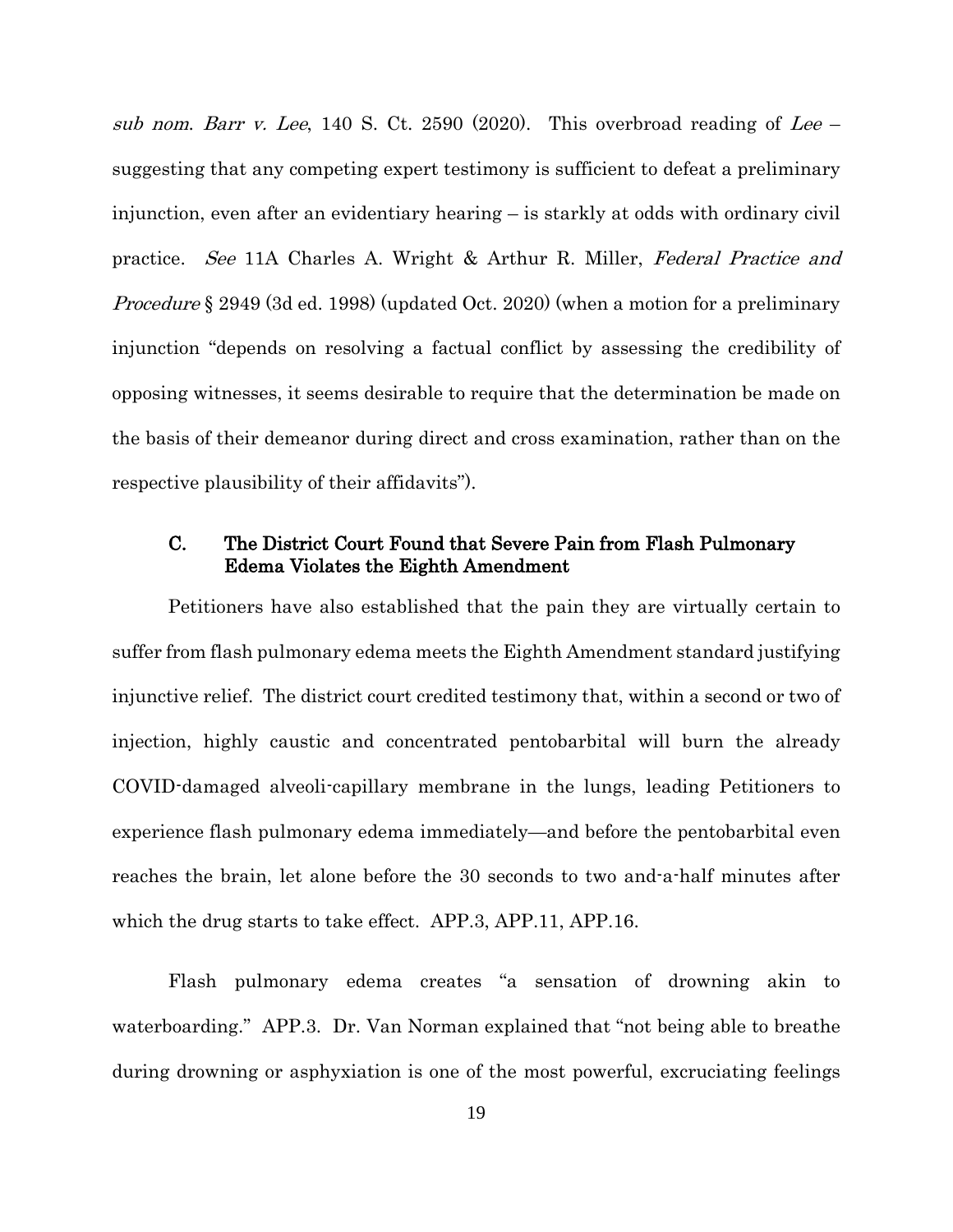*sub nom. Barr v. Lee*, 140 S. Ct. 2590 (2020). This overbroad reading of *Lee* – suggesting that any competing expert testimony is sufficient to defeat a preliminary injunction, even after an evidentiary hearing – is starkly at odds with ordinary civil practice. *See* 11A Charles A. Wright & Arthur R. Miller, *Federal Practice and Procedure* § 2949 (3d ed. 1998) (updated Oct. 2020) (when a motion for a preliminary injunction "depends on resolving a factual conflict by assessing the credibility of opposing witnesses, it seems desirable to require that the determination be made on the basis of their demeanor during direct and cross examination, rather than on the respective plausibility of their affidavits").

### C. The District Court Found that Severe Pain from Flash Pulmonary Edema Violates the Eighth Amendment

Petitioners have also established that the pain they are virtually certain to suffer from flash pulmonary edema meets the Eighth Amendment standard justifying injunctive relief. The district court credited testimony that, within a second or two of injection, highly caustic and concentrated pentobarbital will burn the already COVID-damaged alveoli-capillary membrane in the lungs, leading Petitioners to experience flash pulmonary edema immediately—and before the pentobarbital even reaches the brain, let alone before the 30 seconds to two and-a-half minutes after which the drug starts to take effect. APP.3, APP.11, APP.16.

Flash pulmonary edema creates "a sensation of drowning akin to waterboarding." APP.3. Dr. Van Norman explained that "not being able to breathe during drowning or asphyxiation is one of the most powerful, excruciating feelings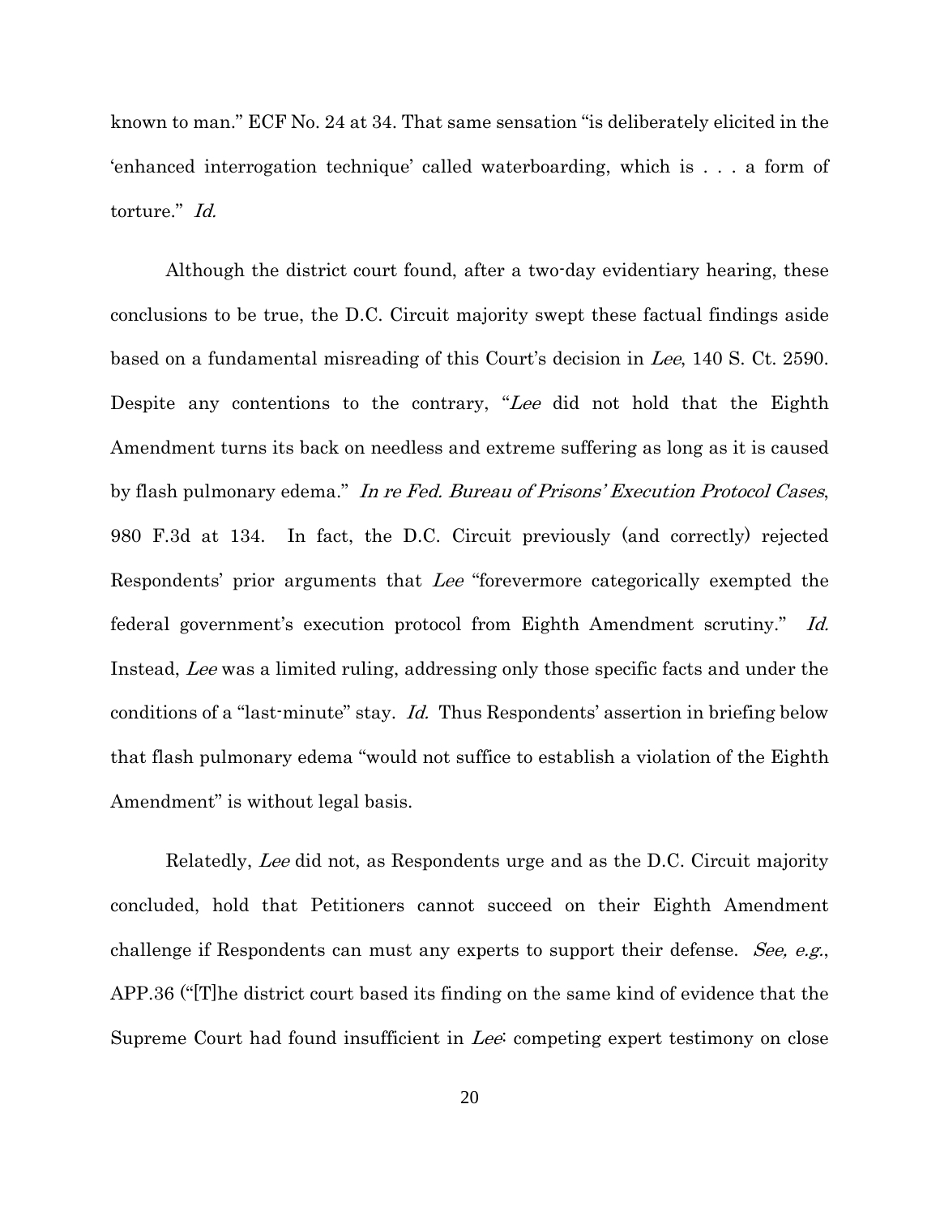known to man." ECF No. 24 at 34. That same sensation "is deliberately elicited in the 'enhanced interrogation technique' called waterboarding, which is . . . a form of torture." *Id.*

Although the district court found, after a two-day evidentiary hearing, these conclusions to be true, the D.C. Circuit majority swept these factual findings aside based on a fundamental misreading of this Court's decision in *Lee*, 140 S. Ct. 2590. Despite any contentions to the contrary, "*Lee* did not hold that the Eighth Amendment turns its back on needless and extreme suffering as long as it is caused by flash pulmonary edema." *In re Fed. Bureau of Prisons' Execution Protocol Cases*, 980 F.3d at 134. In fact, the D.C. Circuit previously (and correctly) rejected Respondents' prior arguments that *Lee* "forevermore categorically exempted the federal government's execution protocol from Eighth Amendment scrutiny." *Id.* Instead, *Lee* was a limited ruling, addressing only those specific facts and under the conditions of a "last-minute" stay. *Id.* Thus Respondents' assertion in briefing below that flash pulmonary edema "would not suffice to establish a violation of the Eighth Amendment" is without legal basis.

Relatedly, *Lee* did not, as Respondents urge and as the D.C. Circuit majority concluded, hold that Petitioners cannot succeed on their Eighth Amendment challenge if Respondents can must any experts to support their defense. *See, e.g.*, APP.36 ("[T]he district court based its finding on the same kind of evidence that the Supreme Court had found insufficient in *Lee*: competing expert testimony on close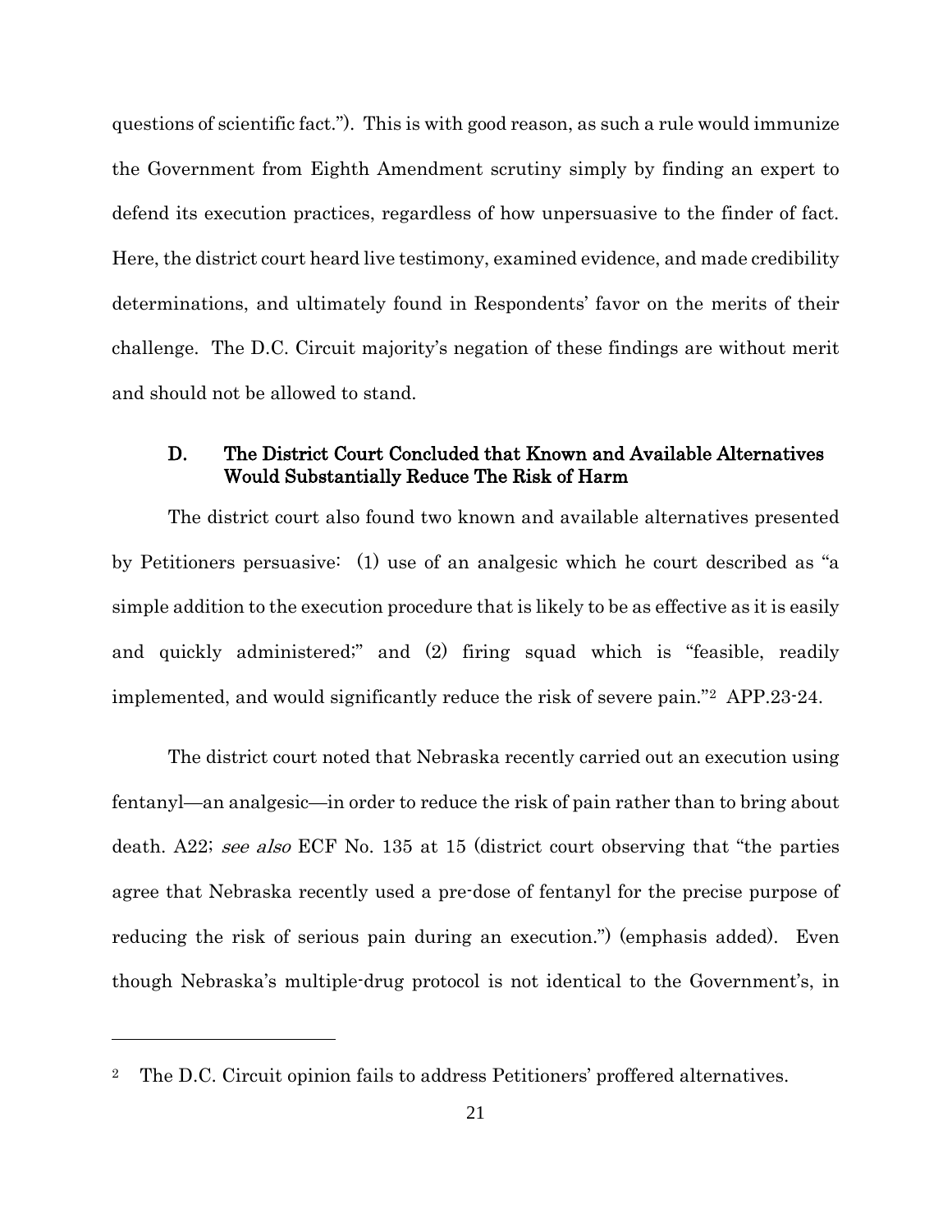questions of scientific fact."). This is with good reason, as such a rule would immunize the Government from Eighth Amendment scrutiny simply by finding an expert to defend its execution practices, regardless of how unpersuasive to the finder of fact. Here, the district court heard live testimony, examined evidence, and made credibility determinations, and ultimately found in Respondents' favor on the merits of their challenge. The D.C. Circuit majority's negation of these findings are without merit and should not be allowed to stand.

### D. The District Court Concluded that Known and Available Alternatives Would Substantially Reduce The Risk of Harm

The district court also found two known and available alternatives presented by Petitioners persuasive: (1) use of an analgesic which he court described as "a simple addition to the execution procedure that is likely to be as effective as it is easily and quickly administered;" and (2) firing squad which is "feasible, readily implemented, and would significantly reduce the risk of severe pain."[2] APP.23-24.

The district court noted that Nebraska recently carried out an execution using fentanyl—an analgesic—in order to reduce the risk of pain rather than to bring about death. A22; *see also* ECF No. 135 at 15 (district court observing that "the parties agree that Nebraska recently used a pre-dose of fentanyl for the precise purpose of reducing the risk of serious pain during an execution.") (emphasis added). Even though Nebraska's multiple-drug protocol is not identical to the Government's, in

---

[2] The D.C. Circuit opinion fails to address Petitioners' proffered alternatives.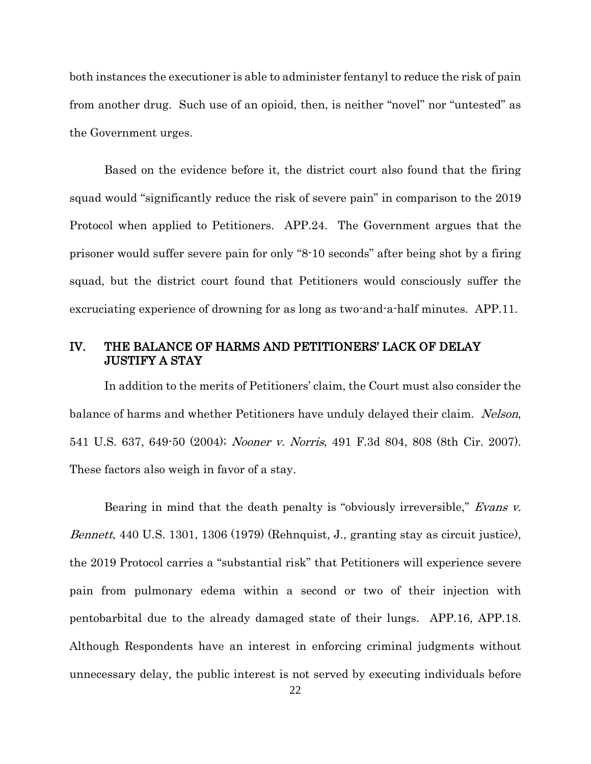both instances the executioner is able to administer fentanyl to reduce the risk of pain from another drug. Such use of an opioid, then, is neither "novel" nor "untested" as the Government urges.

Based on the evidence before it, the district court also found that the firing squad would "significantly reduce the risk of severe pain" in comparison to the 2019 Protocol when applied to Petitioners. APP.24. The Government argues that the prisoner would suffer severe pain for only "8-10 seconds" after being shot by a firing squad, but the district court found that Petitioners would consciously suffer the excruciating experience of drowning for as long as two-and-a-half minutes. APP.11.

## IV. THE BALANCE OF HARMS AND PETITIONERS' LACK OF DELAY JUSTIFY A STAY

In addition to the merits of Petitioners' claim, the Court must also consider the balance of harms and whether Petitioners have unduly delayed their claim. *Nelson*, 541 U.S. 637, 649-50 (2004); *Nooner v. Norris*, 491 F.3d 804, 808 (8th Cir. 2007). These factors also weigh in favor of a stay.

Bearing in mind that the death penalty is "obviously irreversible," *Evans v. Bennett*, 440 U.S. 1301, 1306 (1979) (Rehnquist, J., granting stay as circuit justice), the 2019 Protocol carries a "substantial risk" that Petitioners will experience severe pain from pulmonary edema within a second or two of their injection with pentobarbital due to the already damaged state of their lungs. APP.16, APP.18. Although Respondents have an interest in enforcing criminal judgments without unnecessary delay, the public interest is not served by executing individuals before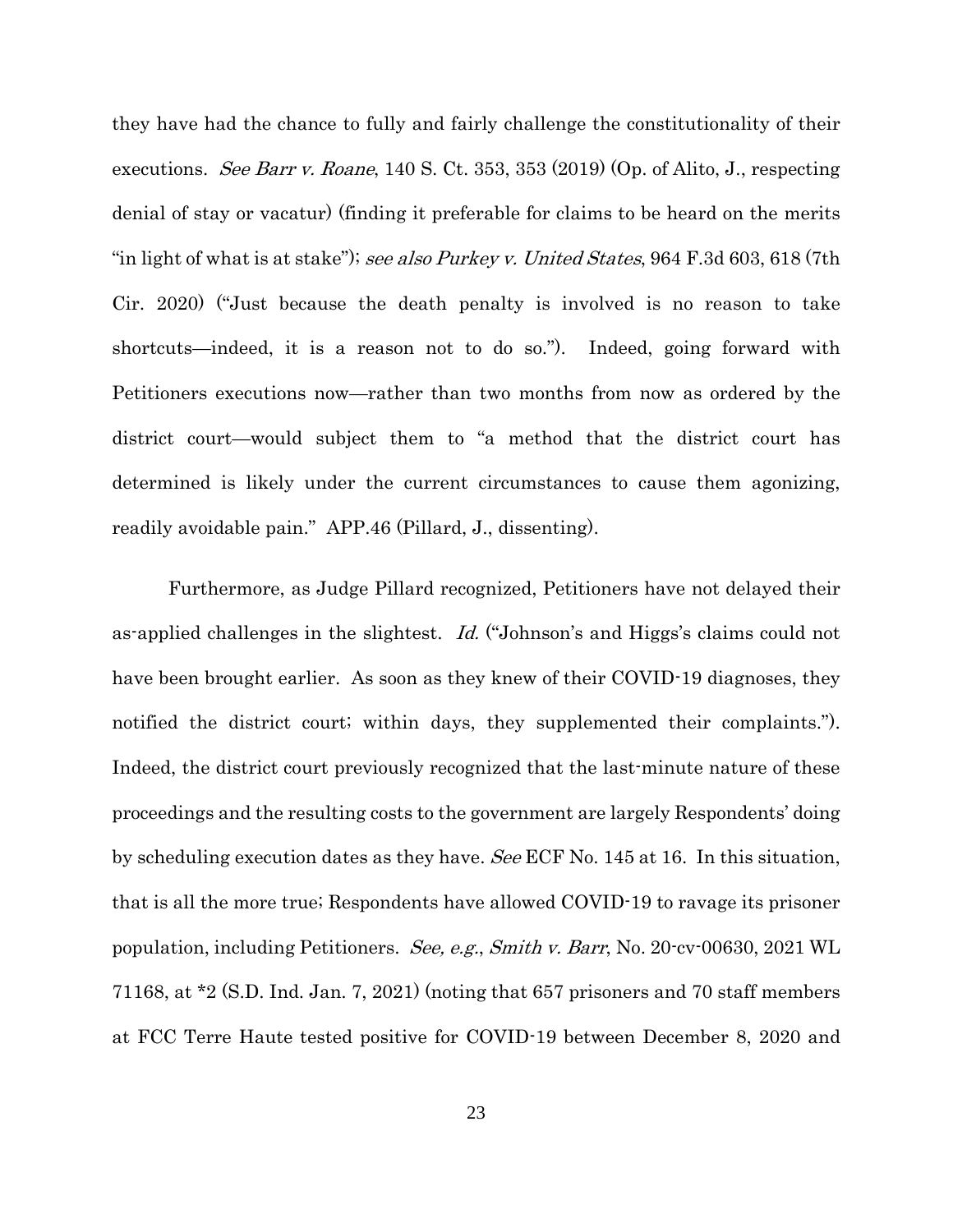they have had the chance to fully and fairly challenge the constitutionality of their executions. *See Barr v. Roane*, 140 S. Ct. 353, 353 (2019) (Op. of Alito, J., respecting denial of stay or vacatur) (finding it preferable for claims to be heard on the merits "in light of what is at stake"); *see also Purkey v. United States*, 964 F.3d 603, 618 (7th Cir. 2020) ("Just because the death penalty is involved is no reason to take shortcuts—indeed, it is a reason not to do so."). Indeed, going forward with Petitioners executions now—rather than two months from now as ordered by the district court—would subject them to "a method that the district court has determined is likely under the current circumstances to cause them agonizing, readily avoidable pain." APP.46 (Pillard, J., dissenting).

Furthermore, as Judge Pillard recognized, Petitioners have not delayed their as-applied challenges in the slightest. *Id.* ("Johnson's and Higgs's claims could not have been brought earlier. As soon as they knew of their COVID-19 diagnoses, they notified the district court; within days, they supplemented their complaints."). Indeed, the district court previously recognized that the last-minute nature of these proceedings and the resulting costs to the government are largely Respondents' doing by scheduling execution dates as they have. *See* ECF No. 145 at 16. In this situation, that is all the more true; Respondents have allowed COVID-19 to ravage its prisoner population, including Petitioners. *See, e.g.*, *Smith v. Barr*, No. 20-cv-00630, 2021 WL 71168, at *2 (S.D. Ind. Jan. 7, 2021) (noting that 657 prisoners and 70 staff members at FCC Terre Haute tested positive for COVID-19 between December 8, 2020 and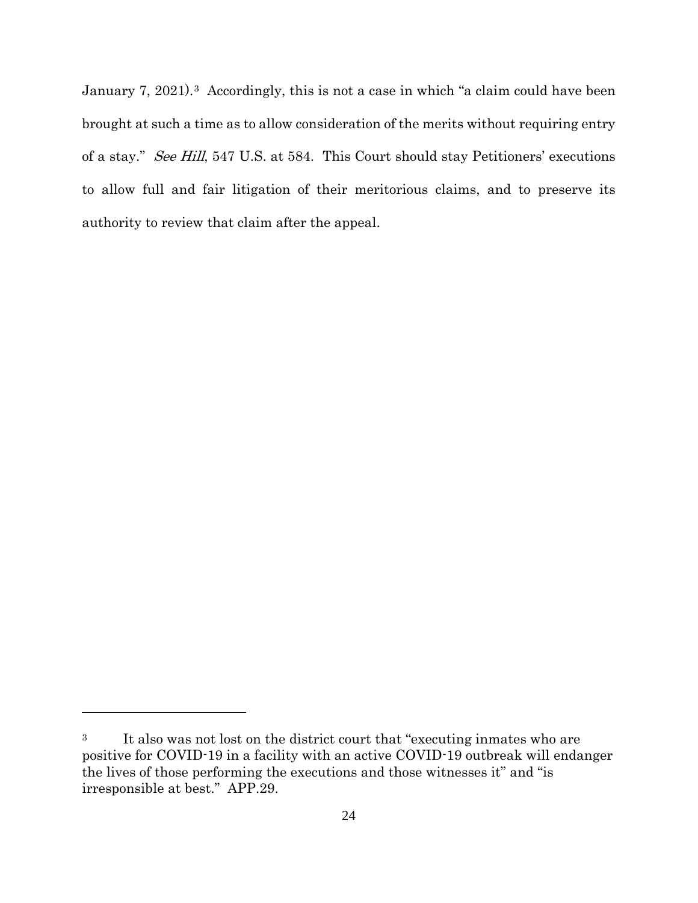January 7, 2021).[3] Accordingly, this is not a case in which "a claim could have been brought at such a time as to allow consideration of the merits without requiring entry of a stay." *See Hill*, 547 U.S. at 584. This Court should stay Petitioners' executions to allow full and fair litigation of their meritorious claims, and to preserve its authority to review that claim after the appeal.

---

[3] It also was not lost on the district court that "executing inmates who are positive for COVID-19 in a facility with an active COVID-19 outbreak will endanger the lives of those performing the executions and those witnesses it" and "is irresponsible at best." APP.29.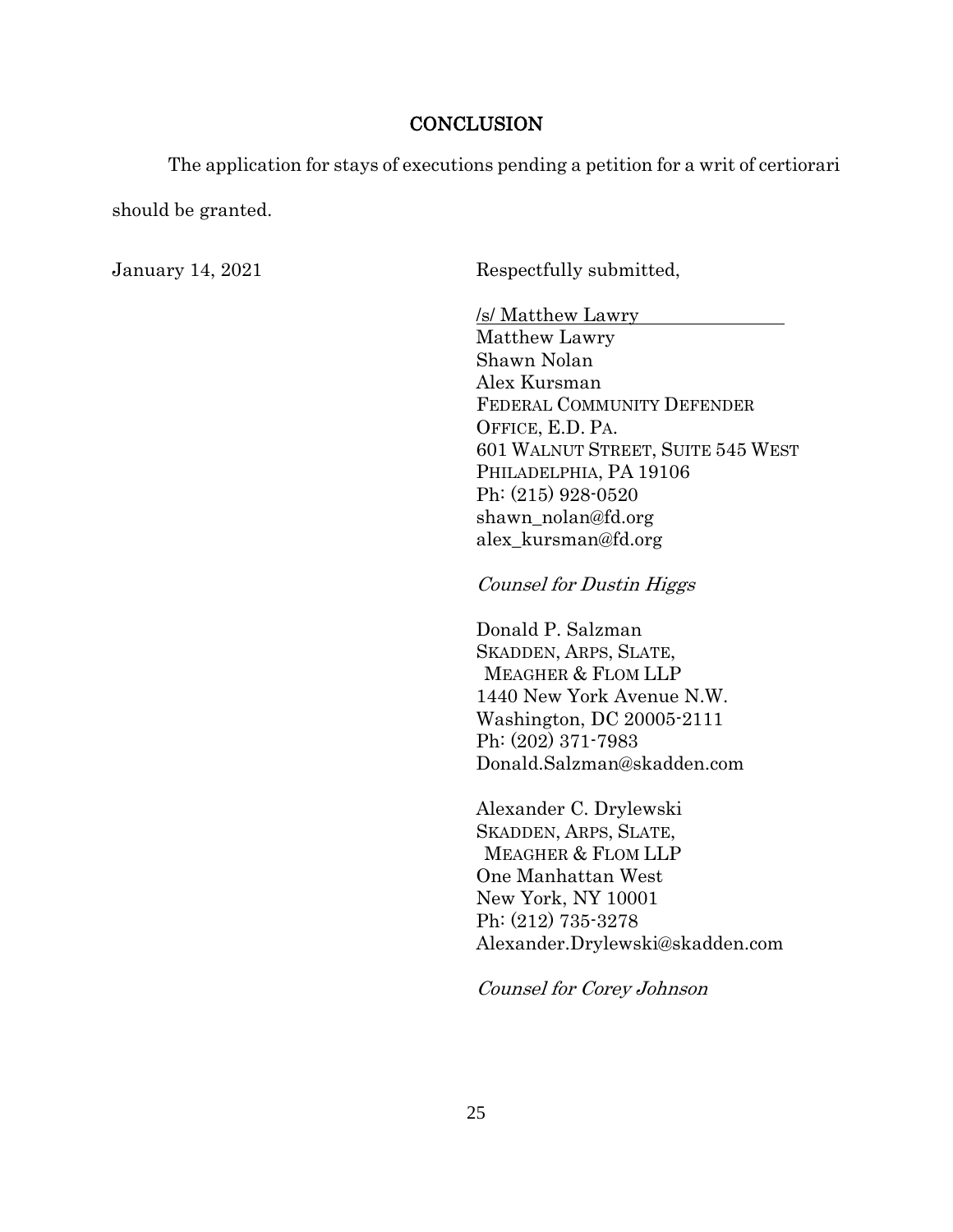## CONCLUSION

The application for stays of executions pending a petition for a writ of certiorari should be granted.

January 14, 2021

Respectfully submitted,

/s/ Matthew Lawry
Matthew Lawry
Shawn Nolan
Alex Kursman
FEDERAL COMMUNITY DEFENDER
OFFICE, E.D. PA.
601 WALNUT STREET, SUITE 545 WEST
PHILADELPHIA, PA 19106
Ph: (215) 928-0520
shawn_nolan@fd.org
alex_kursman@fd.org

*Counsel for Dustin Higgs*

Donald P. Salzman
SKADDEN, ARPS, SLATE,
MEAGHER & FLOM LLP
1440 New York Avenue N.W.
Washington, DC 20005-2111
Ph: (202) 371-7983
Donald.Salzman@skadden.com

Alexander C. Drylewski
SKADDEN, ARPS, SLATE,
MEAGHER & FLOM LLP
One Manhattan West
New York, NY 10001
Ph: (212) 735-3278
Alexander.Drylewski@skadden.com

*Counsel for Corey Johnson*